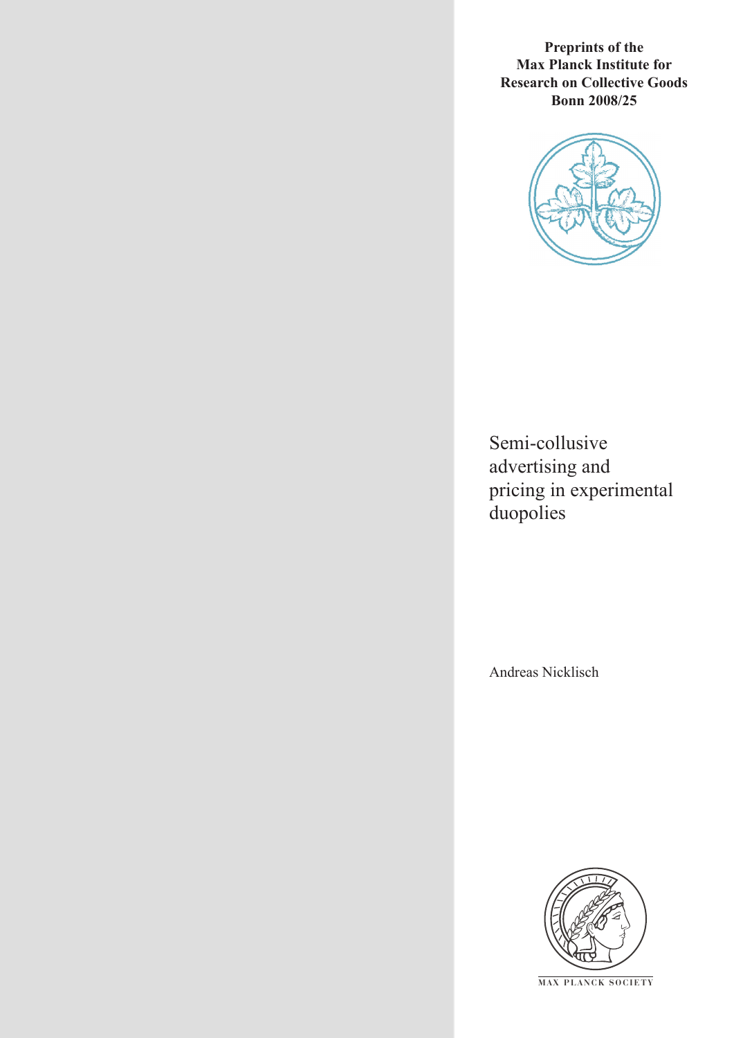**Preprints of the Max Planck Institute for Research on Collective Goods Bonn 2008/25**

# Semi-collusive advertising and pricing in experimental duopolies

Andreas Nicklisch

MAX PLANCK SOCIETY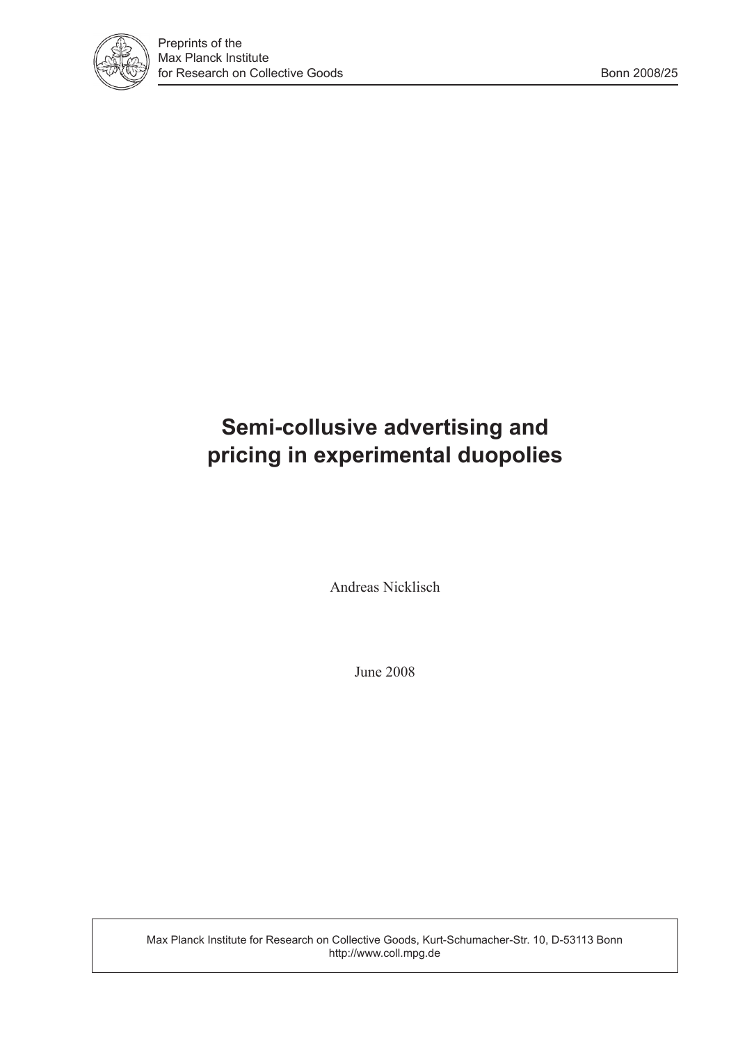Preprints of the
Max Planck Institute
for Research on Collective Goods

Bonn 2008/25

# Semi-collusive advertising and pricing in experimental duopolies

Andreas Nicklisch

June 2008

Max Planck Institute for Research on Collective Goods, Kurt-Schumacher-Str. 10, D-53113 Bonn
http://www.coll.mpg.de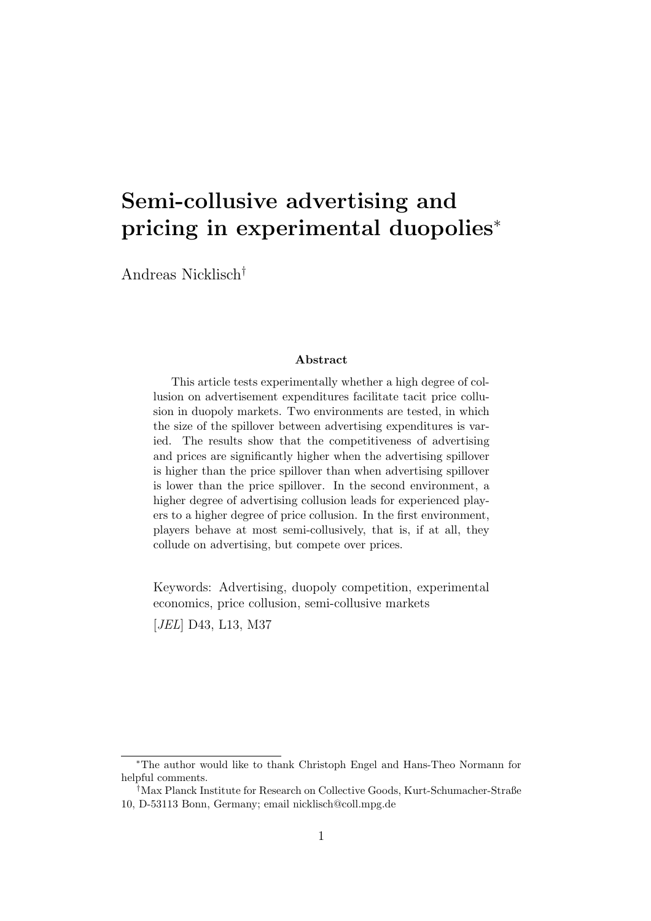# Semi-collusive advertising and pricing in experimental duopolies*

Andreas Nicklisch†

### Abstract

This article tests experimentally whether a high degree of collusion on advertisement expenditures facilitate tacit price collusion in duopoly markets. Two environments are tested, in which the size of the spillover between advertising expenditures is varied. The results show that the competitiveness of advertising and prices are significantly higher when the advertising spillover is higher than the price spillover than when advertising spillover is lower than the price spillover. In the second environment, a higher degree of advertising collusion leads for experienced players to a higher degree of price collusion. In the first environment, players behave at most semi-collusively, that is, if at all, they collude on advertising, but compete over prices.

Keywords: Advertising, duopoly competition, experimental economics, price collusion, semi-collusive markets

[*JEL*] D43, L13, M37

---

*The author would like to thank Christoph Engel and Hans-Theo Normann for helpful comments.

†Max Planck Institute for Research on Collective Goods, Kurt-Schumacher-Straße 10, D-53113 Bonn, Germany; email nicklisch@coll.mpg.de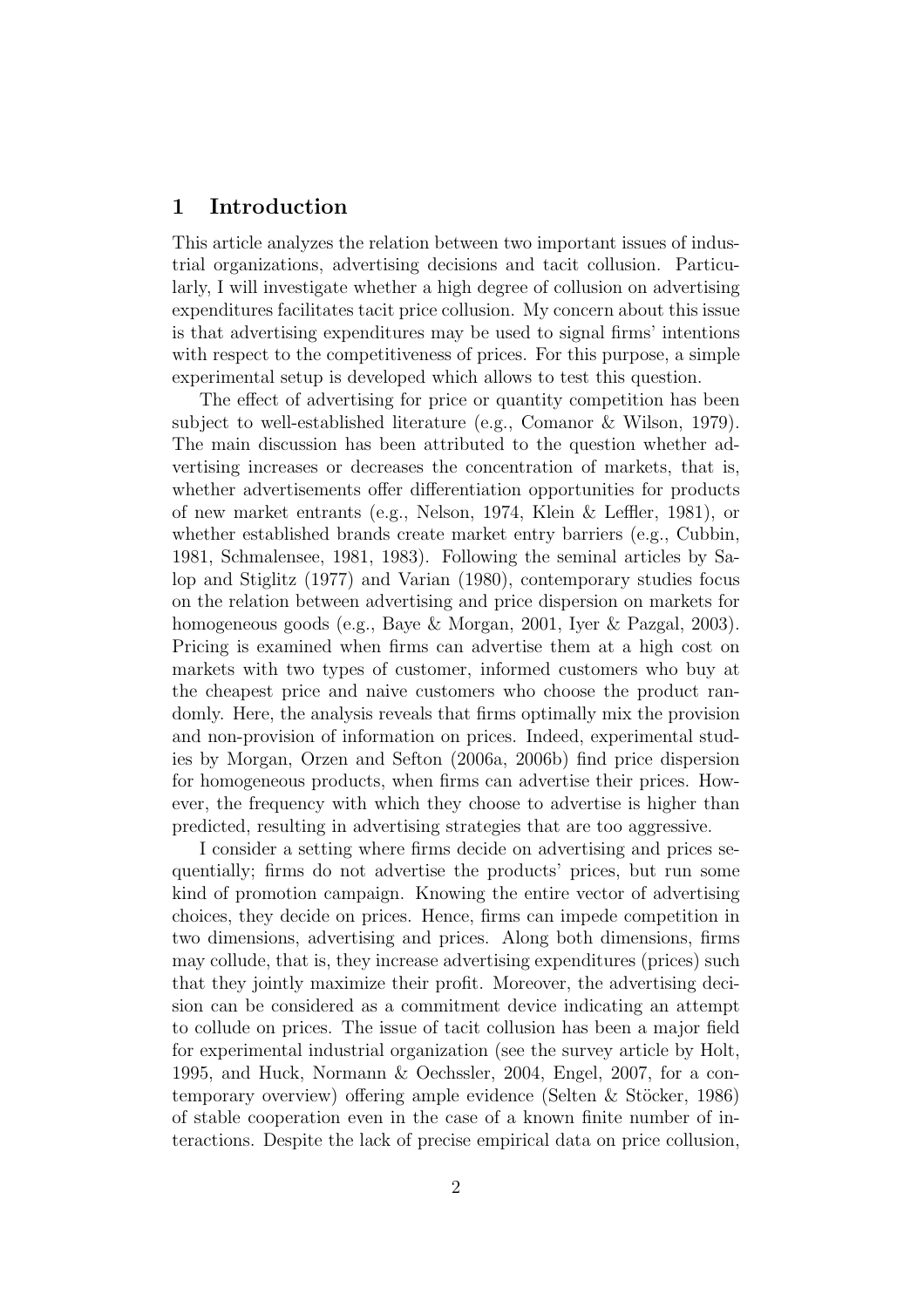# 1 Introduction

This article analyzes the relation between two important issues of industrial organizations, advertising decisions and tacit collusion. Particularly, I will investigate whether a high degree of collusion on advertising expenditures facilitates tacit price collusion. My concern about this issue is that advertising expenditures may be used to signal firms' intentions with respect to the competitiveness of prices. For this purpose, a simple experimental setup is developed which allows to test this question.

The effect of advertising for price or quantity competition has been subject to well-established literature (e.g., Comanor & Wilson, 1979). The main discussion has been attributed to the question whether advertising increases or decreases the concentration of markets, that is, whether advertisements offer differentiation opportunities for products of new market entrants (e.g., Nelson, 1974, Klein & Leffler, 1981), or whether established brands create market entry barriers (e.g., Cubbin, 1981, Schmalensee, 1981, 1983). Following the seminal articles by Salop and Stiglitz (1977) and Varian (1980), contemporary studies focus on the relation between advertising and price dispersion on markets for homogeneous goods (e.g., Baye & Morgan, 2001, Iyer & Pazgal, 2003). Pricing is examined when firms can advertise them at a high cost on markets with two types of customer, informed customers who buy at the cheapest price and naive customers who choose the product randomly. Here, the analysis reveals that firms optimally mix the provision and non-provision of information on prices. Indeed, experimental studies by Morgan, Orzen and Sefton (2006a, 2006b) find price dispersion for homogeneous products, when firms can advertise their prices. However, the frequency with which they choose to advertise is higher than predicted, resulting in advertising strategies that are too aggressive.

I consider a setting where firms decide on advertising and prices sequentially; firms do not advertise the products' prices, but run some kind of promotion campaign. Knowing the entire vector of advertising choices, they decide on prices. Hence, firms can impede competition in two dimensions, advertising and prices. Along both dimensions, firms may collude, that is, they increase advertising expenditures (prices) such that they jointly maximize their profit. Moreover, the advertising decision can be considered as a commitment device indicating an attempt to collude on prices. The issue of tacit collusion has been a major field for experimental industrial organization (see the survey article by Holt, 1995, and Huck, Normann & Oechssler, 2004, Engel, 2007, for a contemporary overview) offering ample evidence (Selten & Stöcker, 1986) of stable cooperation even in the case of a known finite number of interactions. Despite the lack of precise empirical data on price collusion,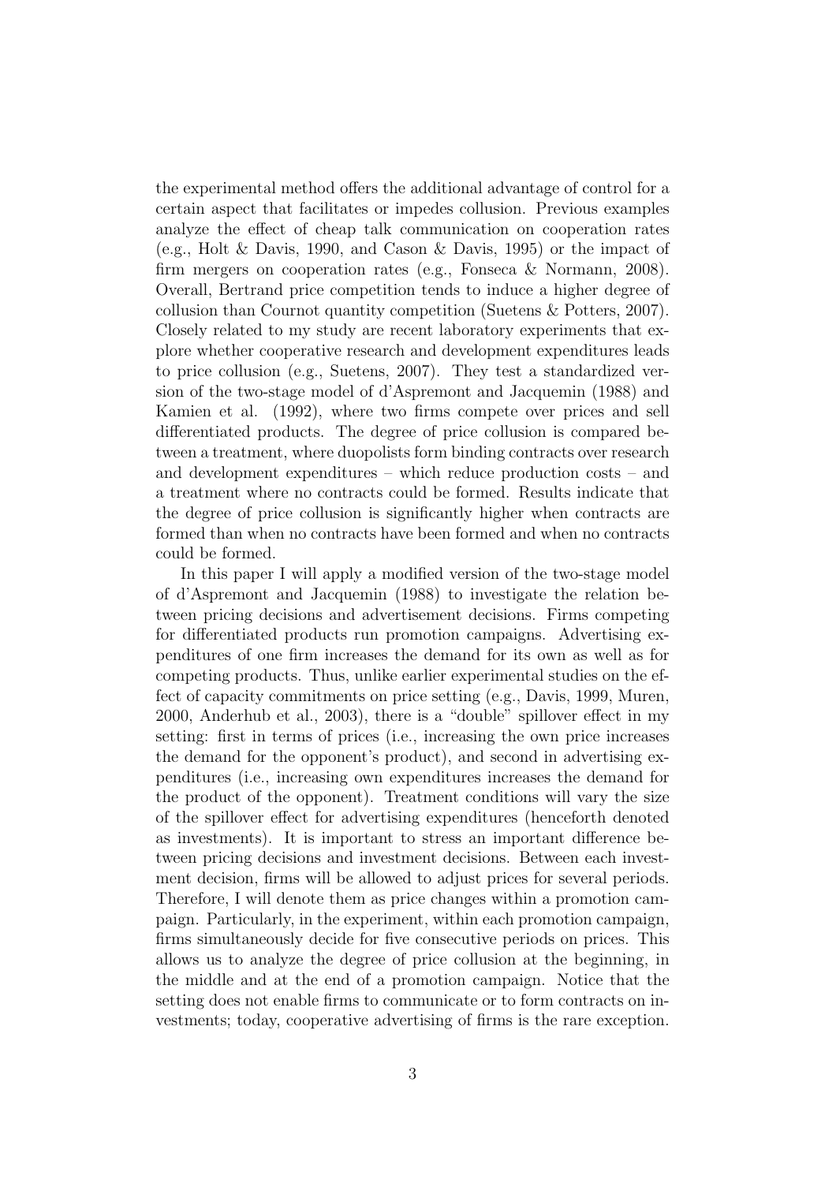the experimental method offers the additional advantage of control for a certain aspect that facilitates or impedes collusion. Previous examples analyze the effect of cheap talk communication on cooperation rates (e.g., Holt & Davis, 1990, and Cason & Davis, 1995) or the impact of firm mergers on cooperation rates (e.g., Fonseca & Normann, 2008). Overall, Bertrand price competition tends to induce a higher degree of collusion than Cournot quantity competition (Suetens & Potters, 2007). Closely related to my study are recent laboratory experiments that explore whether cooperative research and development expenditures leads to price collusion (e.g., Suetens, 2007). They test a standardized version of the two-stage model of d'Aspremont and Jacquemin (1988) and Kamien et al. (1992), where two firms compete over prices and sell differentiated products. The degree of price collusion is compared between a treatment, where duopolists form binding contracts over research and development expenditures – which reduce production costs – and a treatment where no contracts could be formed. Results indicate that the degree of price collusion is significantly higher when contracts are formed than when no contracts have been formed and when no contracts could be formed.

In this paper I will apply a modified version of the two-stage model of d'Aspremont and Jacquemin (1988) to investigate the relation between pricing decisions and advertisement decisions. Firms competing for differentiated products run promotion campaigns. Advertising expenditures of one firm increases the demand for its own as well as for competing products. Thus, unlike earlier experimental studies on the effect of capacity commitments on price setting (e.g., Davis, 1999, Muren, 2000, Anderhub et al., 2003), there is a "double" spillover effect in my setting: first in terms of prices (i.e., increasing the own price increases the demand for the opponent's product), and second in advertising expenditures (i.e., increasing own expenditures increases the demand for the product of the opponent). Treatment conditions will vary the size of the spillover effect for advertising expenditures (henceforth denoted as investments). It is important to stress an important difference between pricing decisions and investment decisions. Between each investment decision, firms will be allowed to adjust prices for several periods. Therefore, I will denote them as price changes within a promotion campaign. Particularly, in the experiment, within each promotion campaign, firms simultaneously decide for five consecutive periods on prices. This allows us to analyze the degree of price collusion at the beginning, in the middle and at the end of a promotion campaign. Notice that the setting does not enable firms to communicate or to form contracts on investments; today, cooperative advertising of firms is the rare exception.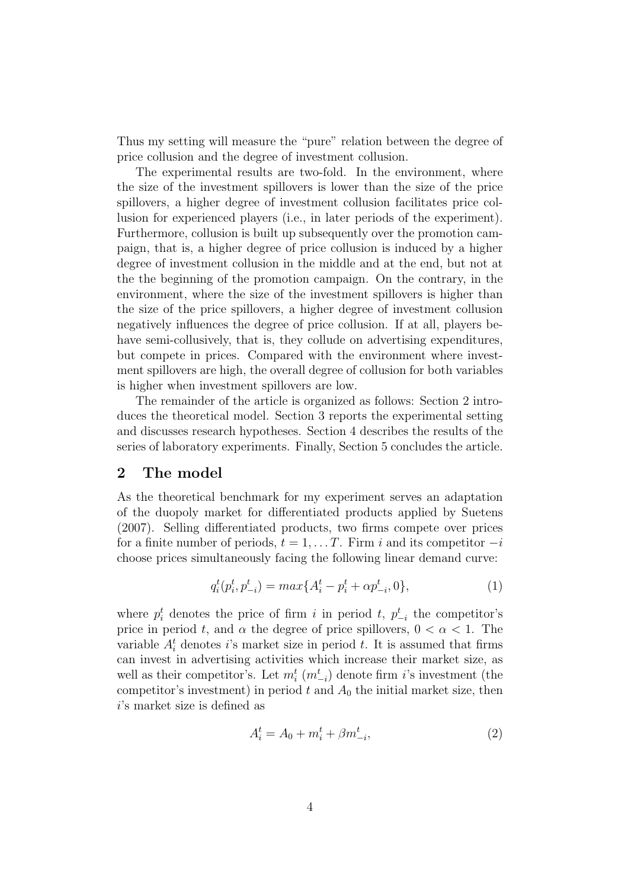Thus my setting will measure the "pure" relation between the degree of price collusion and the degree of investment collusion.

The experimental results are two-fold. In the environment, where the size of the investment spillovers is lower than the size of the price spillovers, a higher degree of investment collusion facilitates price collusion for experienced players (i.e., in later periods of the experiment). Furthermore, collusion is built up subsequently over the promotion campaign, that is, a higher degree of price collusion is induced by a higher degree of investment collusion in the middle and at the end, but not at the the beginning of the promotion campaign. On the contrary, in the environment, where the size of the investment spillovers is higher than the size of the price spillovers, a higher degree of investment collusion negatively influences the degree of price collusion. If at all, players behave semi-collusively, that is, they collude on advertising expenditures, but compete in prices. Compared with the environment where investment spillovers are high, the overall degree of collusion for both variables is higher when investment spillovers are low.

The remainder of the article is organized as follows: Section 2 introduces the theoretical model. Section 3 reports the experimental setting and discusses research hypotheses. Section 4 describes the results of the series of laboratory experiments. Finally, Section 5 concludes the article.

## 2 The model

As the theoretical benchmark for my experiment serves an adaptation of the duopoly market for differentiated products applied by Suetens (2007). Selling differentiated products, two firms compete over prices for a finite number of periods, $t = 1, \ldots T$. Firm $i$ and its competitor $-i$ choose prices simultaneously facing the following linear demand curve:

$$q_i^t(p_i^t, p_{-i}^t) = max\{A_i^t - p_i^t + \alpha p_{-i}^t, 0\}, \tag{1}$$

where $p_i^t$ denotes the price of firm $i$ in period $t$, $p_{-i}^t$ the competitor's price in period $t$, and $\alpha$ the degree of price spillovers, $0 < \alpha < 1$. The variable $A_i^t$ denotes $i$'s market size in period $t$. It is assumed that firms can invest in advertising activities which increase their market size, as well as their competitor's. Let $m_i^t$ ($m_{-i}^t$) denote firm $i$'s investment (the competitor's investment) in period $t$ and $A_0$ the initial market size, then $i$'s market size is defined as

$$A_i^t = A_0 + m_i^t + \beta m_{-i}^t, \tag{2}$$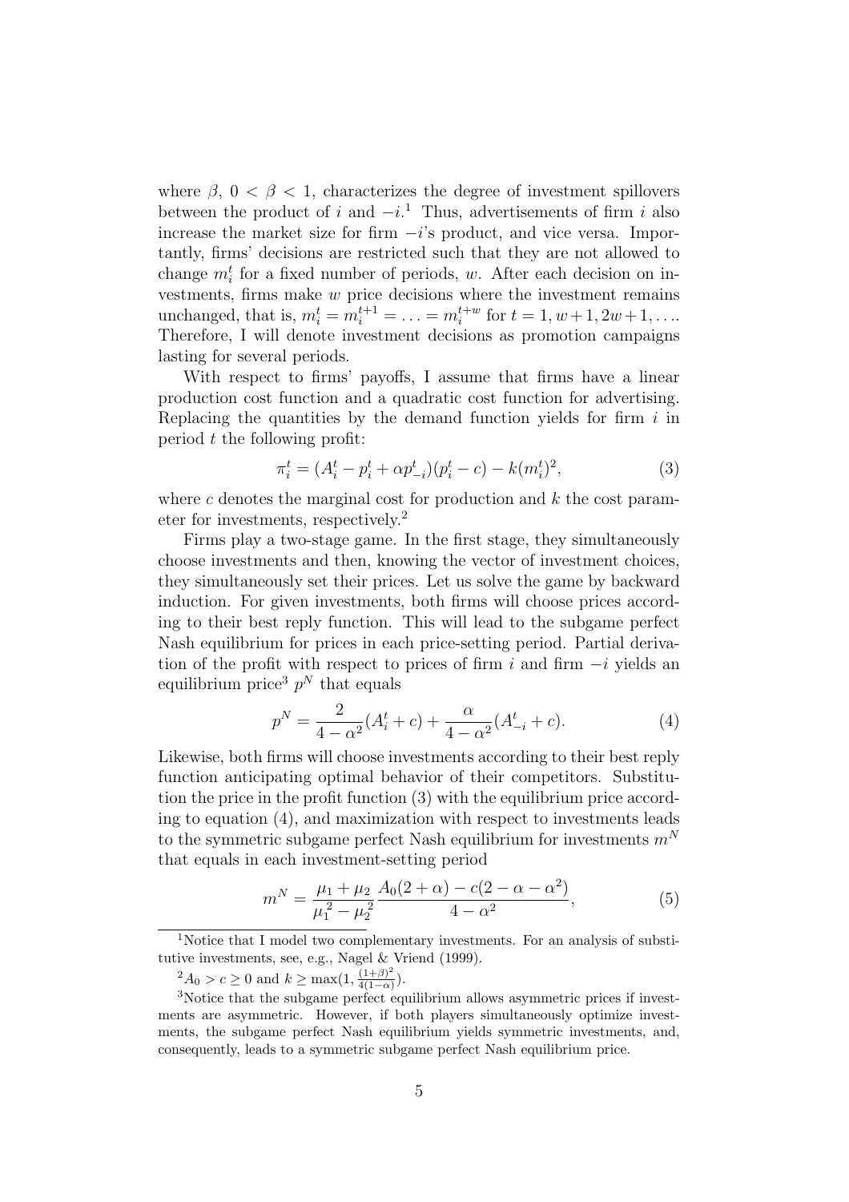where $\beta$, $0 < \beta < 1$, characterizes the degree of investment spillovers between the product of $i$ and $-i$.[1] Thus, advertisements of firm $i$ also increase the market size for firm $-i$'s product, and vice versa. Importantly, firms' decisions are restricted such that they are not allowed to change $m_i^t$ for a fixed number of periods, $w$. After each decision on investments, firms make $w$ price decisions where the investment remains unchanged, that is, $m_i^t = m_i^{t+1} = \ldots = m_i^{t+w}$ for $t = 1, w+1, 2w+1, \ldots$. Therefore, I will denote investment decisions as promotion campaigns lasting for several periods.

With respect to firms' payoffs, I assume that firms have a linear production cost function and a quadratic cost function for advertising. Replacing the quantities by the demand function yields for firm $i$ in period $t$ the following profit:

$$\pi_i^t = (A_i^t - p_i^t + \alpha p_{-i}^t)(p_i^t - c) - k(m_i^t)^2, \tag{3}$$

where $c$ denotes the marginal cost for production and $k$ the cost parameter for investments, respectively.[2]

Firms play a two-stage game. In the first stage, they simultaneously choose investments and then, knowing the vector of investment choices, they simultaneously set their prices. Let us solve the game by backward induction. For given investments, both firms will choose prices according to their best reply function. This will lead to the subgame perfect Nash equilibrium for prices in each price-setting period. Partial derivation of the profit with respect to prices of firm $i$ and firm $-i$ yields an equilibrium price[3] $p^N$ that equals

$$p^N = \frac{2}{4-\alpha^2}(A_i^t + c) + \frac{\alpha}{4-\alpha^2}(A_{-i}^t + c). \tag{4}$$

Likewise, both firms will choose investments according to their best reply function anticipating optimal behavior of their competitors. Substitution the price in the profit function (3) with the equilibrium price according to equation (4), and maximization with respect to investments leads to the symmetric subgame perfect Nash equilibrium for investments $m^N$ that equals in each investment-setting period

$$m^N = \frac{\mu_1 + \mu_2}{\mu_1^2 - \mu_2^2} \frac{A_0(2+\alpha) - c(2 - \alpha - \alpha^2)}{4 - \alpha^2}, \tag{5}$$

[1] Notice that I model two complementary investments. For an analysis of substitutive investments, see, e.g., Nagel & Vriend (1999).

[2] $A_0 > c \geq 0$ and $k \geq \max(1, \frac{(1+\beta)^2}{4(1-\alpha)})$.

[3] Notice that the subgame perfect equilibrium allows asymmetric prices if investments are asymmetric. However, if both players simultaneously optimize investments, the subgame perfect Nash equilibrium yields symmetric investments, and, consequently, leads to a symmetric subgame perfect Nash equilibrium price.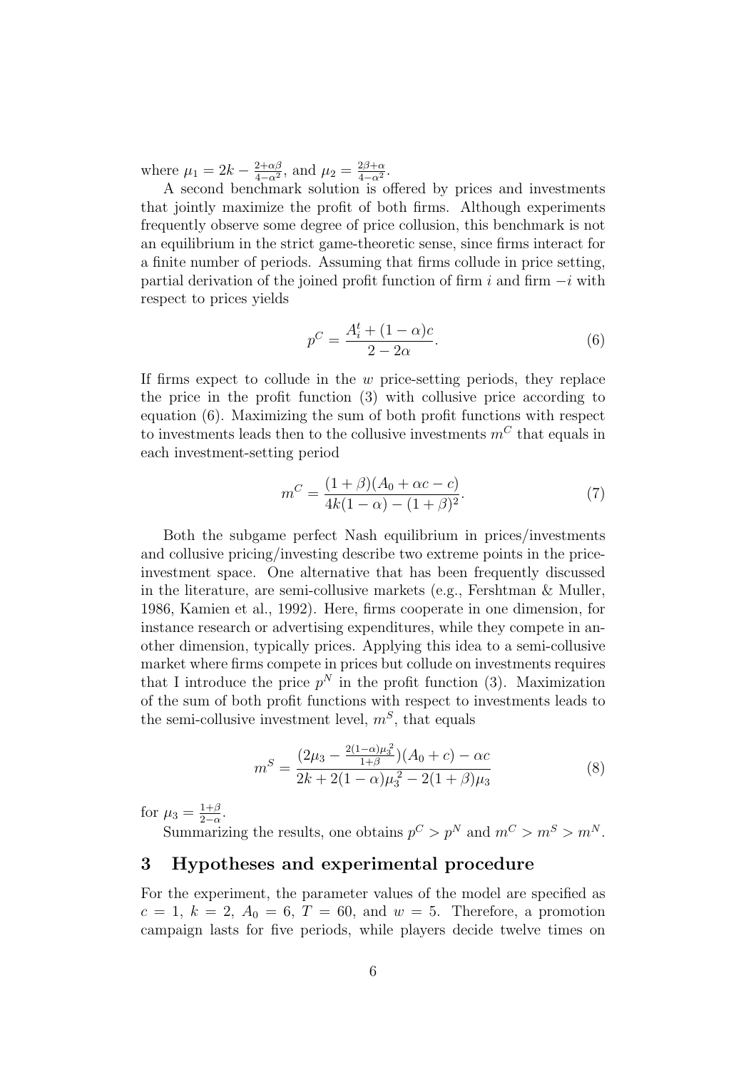where $\mu_1 = 2k - \frac{2+\alpha\beta}{4-\alpha^2}$, and $\mu_2 = \frac{2\beta+\alpha}{4-\alpha^2}$.

A second benchmark solution is offered by prices and investments that jointly maximize the profit of both firms. Although experiments frequently observe some degree of price collusion, this benchmark is not an equilibrium in the strict game-theoretic sense, since firms interact for a finite number of periods. Assuming that firms collude in price setting, partial derivation of the joined profit function of firm $i$ and firm $-i$ with respect to prices yields

$$p^C = \frac{A_i^t + (1-\alpha)c}{2 - 2\alpha}. \tag{6}$$

If firms expect to collude in the $w$ price-setting periods, they replace the price in the profit function (3) with collusive price according to equation (6). Maximizing the sum of both profit functions with respect to investments leads then to the collusive investments $m^C$ that equals in each investment-setting period

$$m^C = \frac{(1+\beta)(A_0 + \alpha c - c)}{4k(1-\alpha) - (1+\beta)^2}. \tag{7}$$

Both the subgame perfect Nash equilibrium in prices/investments and collusive pricing/investing describe two extreme points in the price-investment space. One alternative that has been frequently discussed in the literature, are semi-collusive markets (e.g., Fershtman & Muller, 1986, Kamien et al., 1992). Here, firms cooperate in one dimension, for instance research or advertising expenditures, while they compete in another dimension, typically prices. Applying this idea to a semi-collusive market where firms compete in prices but collude on investments requires that I introduce the price $p^N$ in the profit function (3). Maximization of the sum of both profit functions with respect to investments leads to the semi-collusive investment level, $m^S$, that equals

$$m^S = \frac{(2\mu_3 - \frac{2(1-\alpha)\mu_3^2}{1+\beta})(A_0 + c) - \alpha c}{2k + 2(1-\alpha)\mu_3^2 - 2(1+\beta)\mu_3} \tag{8}$$

for $\mu_3 = \frac{1+\beta}{2-\alpha}$.

Summarizing the results, one obtains $p^C > p^N$ and $m^C > m^S > m^N$.

## 3 Hypotheses and experimental procedure

For the experiment, the parameter values of the model are specified as $c = 1$, $k = 2$, $A_0 = 6$, $T = 60$, and $w = 5$. Therefore, a promotion campaign lasts for five periods, while players decide twelve times on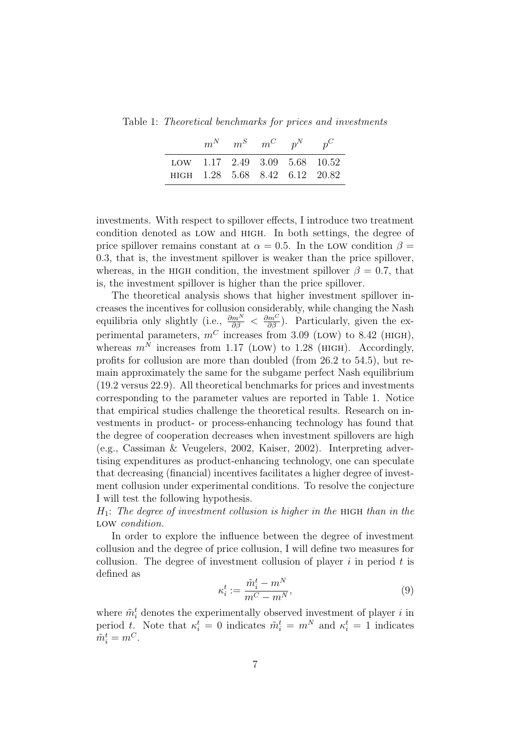Table 1: *Theoretical benchmarks for prices and investments*

| | $m^N$ | $m^S$ | $m^C$ | $p^N$ | $p^C$ |
|---|---|---|---|---|---|
| LOW | 1.17 | 2.49 | 3.09 | 5.68 | 10.52 |
| HIGH | 1.28 | 5.68 | 8.42 | 6.12 | 20.82 |

investments. With respect to spillover effects, I introduce two treatment condition denoted as LOW and HIGH. In both settings, the degree of price spillover remains constant at $\alpha = 0.5$. In the LOW condition $\beta = 0.3$, that is, the investment spillover is weaker than the price spillover, whereas, in the HIGH condition, the investment spillover $\beta = 0.7$, that is, the investment spillover is higher than the price spillover.

The theoretical analysis shows that higher investment spillover increases the incentives for collusion considerably, while changing the Nash equilibria only slightly (i.e., $\frac{\partial m^N}{\partial \beta} < \frac{\partial m^C}{\partial \beta}$). Particularly, given the experimental parameters, $m^C$ increases from 3.09 (LOW) to 8.42 (HIGH), whereas $m^N$ increases from 1.17 (LOW) to 1.28 (HIGH). Accordingly, profits for collusion are more than doubled (from 26.2 to 54.5), but remain approximately the same for the subgame perfect Nash equilibrium (19.2 versus 22.9). All theoretical benchmarks for prices and investments corresponding to the parameter values are reported in Table 1. Notice that empirical studies challenge the theoretical results. Research on investments in product- or process-enhancing technology has found that the degree of cooperation decreases when investment spillovers are high (e.g., Cassiman & Veugelers, 2002, Kaiser, 2002). Interpreting advertising expenditures as product-enhancing technology, one can speculate that decreasing (financial) incentives facilitates a higher degree of investment collusion under experimental conditions. To resolve the conjecture I will test the following hypothesis.

$H_1$: *The degree of investment collusion is higher in the* HIGH *than in the* LOW *condition.*

In order to explore the influence between the degree of investment collusion and the degree of price collusion, I will define two measures for collusion. The degree of investment collusion of player $i$ in period $t$ is defined as

$$\kappa_i^t := \frac{\tilde{m}_i^t - m^N}{m^C - m^N}, \tag{9}$$

where $\tilde{m}_i^t$ denotes the experimentally observed investment of player $i$ in period $t$. Note that $\kappa_i^t = 0$ indicates $\tilde{m}_i^t = m^N$ and $\kappa_i^t = 1$ indicates $\tilde{m}_i^t = m^C$.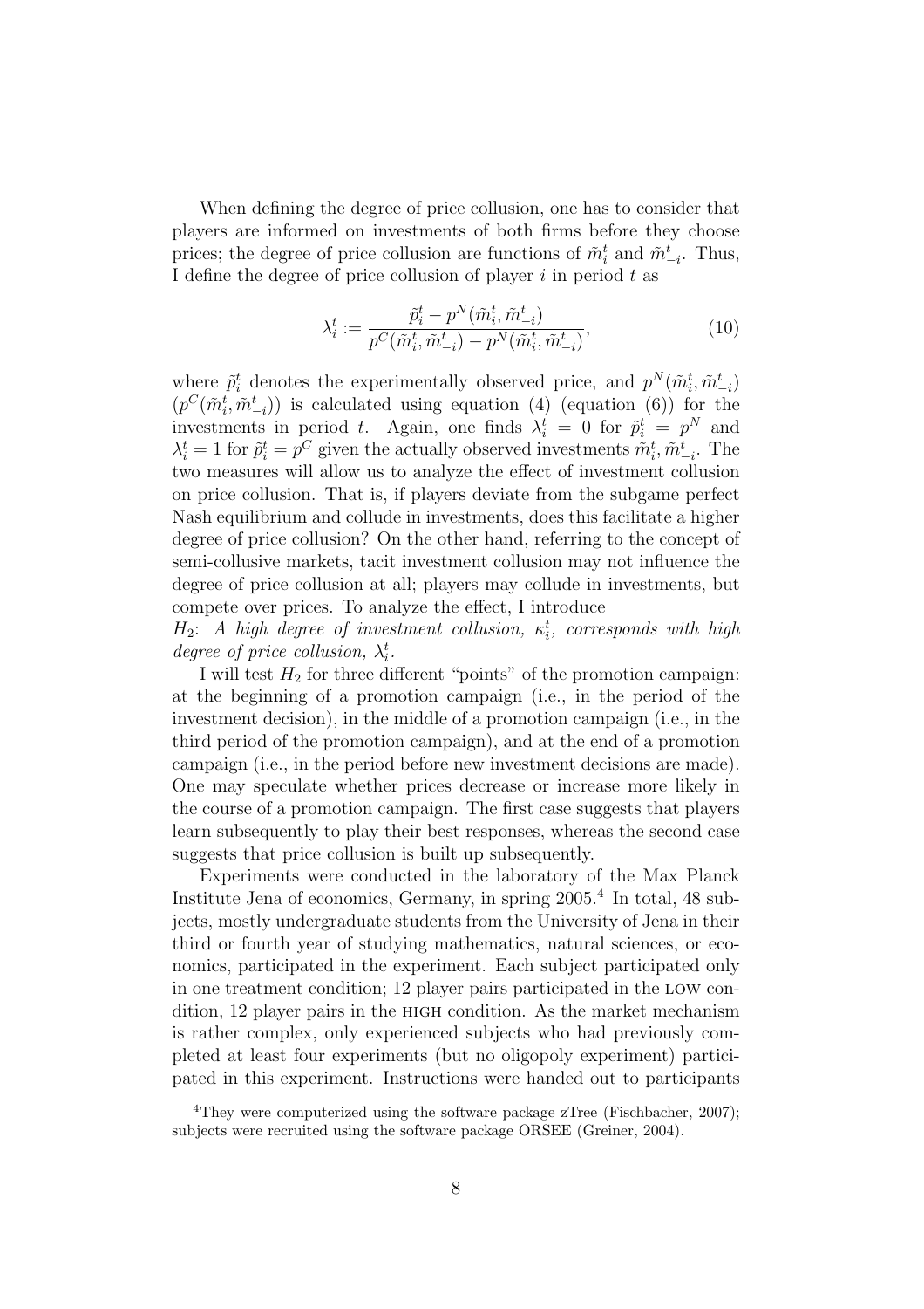When defining the degree of price collusion, one has to consider that players are informed on investments of both firms before they choose prices; the degree of price collusion are functions of $\tilde{m}_i^t$ and $\tilde{m}_{-i}^t$. Thus, I define the degree of price collusion of player $i$ in period $t$ as

$$\lambda_i^t := \frac{\tilde{p}_i^t - p^N(\tilde{m}_i^t, \tilde{m}_{-i}^t)}{p^C(\tilde{m}_i^t, \tilde{m}_{-i}^t) - p^N(\tilde{m}_i^t, \tilde{m}_{-i}^t)}, \tag{10}$$

where $\tilde{p}_i^t$ denotes the experimentally observed price, and $p^N(\tilde{m}_i^t, \tilde{m}_{-i}^t)$ ($p^C(\tilde{m}_i^t, \tilde{m}_{-i}^t)$) is calculated using equation (4) (equation (6)) for the investments in period $t$. Again, one finds $\lambda_i^t = 0$ for $\tilde{p}_i^t = p^N$ and $\lambda_i^t = 1$ for $\tilde{p}_i^t = p^C$ given the actually observed investments $\tilde{m}_i^t, \tilde{m}_{-i}^t$. The two measures will allow us to analyze the effect of investment collusion on price collusion. That is, if players deviate from the subgame perfect Nash equilibrium and collude in investments, does this facilitate a higher degree of price collusion? On the other hand, referring to the concept of semi-collusive markets, tacit investment collusion may not influence the degree of price collusion at all; players may collude in investments, but compete over prices. To analyze the effect, I introduce

$H_2$: *A high degree of investment collusion, $\kappa_i^t$, corresponds with high degree of price collusion, $\lambda_i^t$.*

I will test $H_2$ for three different "points" of the promotion campaign: at the beginning of a promotion campaign (i.e., in the period of the investment decision), in the middle of a promotion campaign (i.e., in the third period of the promotion campaign), and at the end of a promotion campaign (i.e., in the period before new investment decisions are made). One may speculate whether prices decrease or increase more likely in the course of a promotion campaign. The first case suggests that players learn subsequently to play their best responses, whereas the second case suggests that price collusion is built up subsequently.

Experiments were conducted in the laboratory of the Max Planck Institute Jena of economics, Germany, in spring 2005.[4] In total, 48 subjects, mostly undergraduate students from the University of Jena in their third or fourth year of studying mathematics, natural sciences, or economics, participated in the experiment. Each subject participated only in one treatment condition; 12 player pairs participated in the LOW condition, 12 player pairs in the HIGH condition. As the market mechanism is rather complex, only experienced subjects who had previously completed at least four experiments (but no oligopoly experiment) participated in this experiment. Instructions were handed out to participants

[4] They were computerized using the software package zTree (Fischbacher, 2007); subjects were recruited using the software package ORSEE (Greiner, 2004).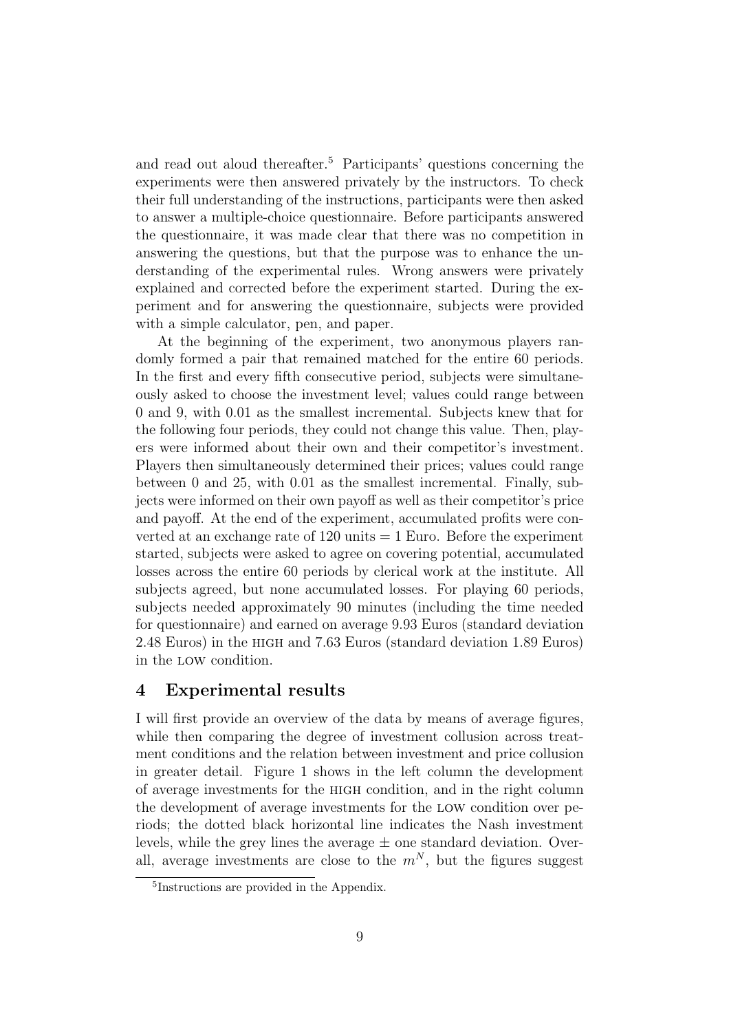and read out aloud thereafter.[5] Participants' questions concerning the experiments were then answered privately by the instructors. To check their full understanding of the instructions, participants were then asked to answer a multiple-choice questionnaire. Before participants answered the questionnaire, it was made clear that there was no competition in answering the questions, but that the purpose was to enhance the understanding of the experimental rules. Wrong answers were privately explained and corrected before the experiment started. During the experiment and for answering the questionnaire, subjects were provided with a simple calculator, pen, and paper.

At the beginning of the experiment, two anonymous players randomly formed a pair that remained matched for the entire 60 periods. In the first and every fifth consecutive period, subjects were simultaneously asked to choose the investment level; values could range between 0 and 9, with 0.01 as the smallest incremental. Subjects knew that for the following four periods, they could not change this value. Then, players were informed about their own and their competitor's investment. Players then simultaneously determined their prices; values could range between 0 and 25, with 0.01 as the smallest incremental. Finally, subjects were informed on their own payoff as well as their competitor's price and payoff. At the end of the experiment, accumulated profits were converted at an exchange rate of 120 units = 1 Euro. Before the experiment started, subjects were asked to agree on covering potential, accumulated losses across the entire 60 periods by clerical work at the institute. All subjects agreed, but none accumulated losses. For playing 60 periods, subjects needed approximately 90 minutes (including the time needed for questionnaire) and earned on average 9.93 Euros (standard deviation 2.48 Euros) in the HIGH and 7.63 Euros (standard deviation 1.89 Euros) in the LOW condition.

## 4 Experimental results

I will first provide an overview of the data by means of average figures, while then comparing the degree of investment collusion across treatment conditions and the relation between investment and price collusion in greater detail. Figure 1 shows in the left column the development of average investments for the HIGH condition, and in the right column the development of average investments for the LOW condition over periods; the dotted black horizontal line indicates the Nash investment levels, while the grey lines the average ± one standard deviation. Overall, average investments are close to the $m^N$, but the figures suggest

[5] Instructions are provided in the Appendix.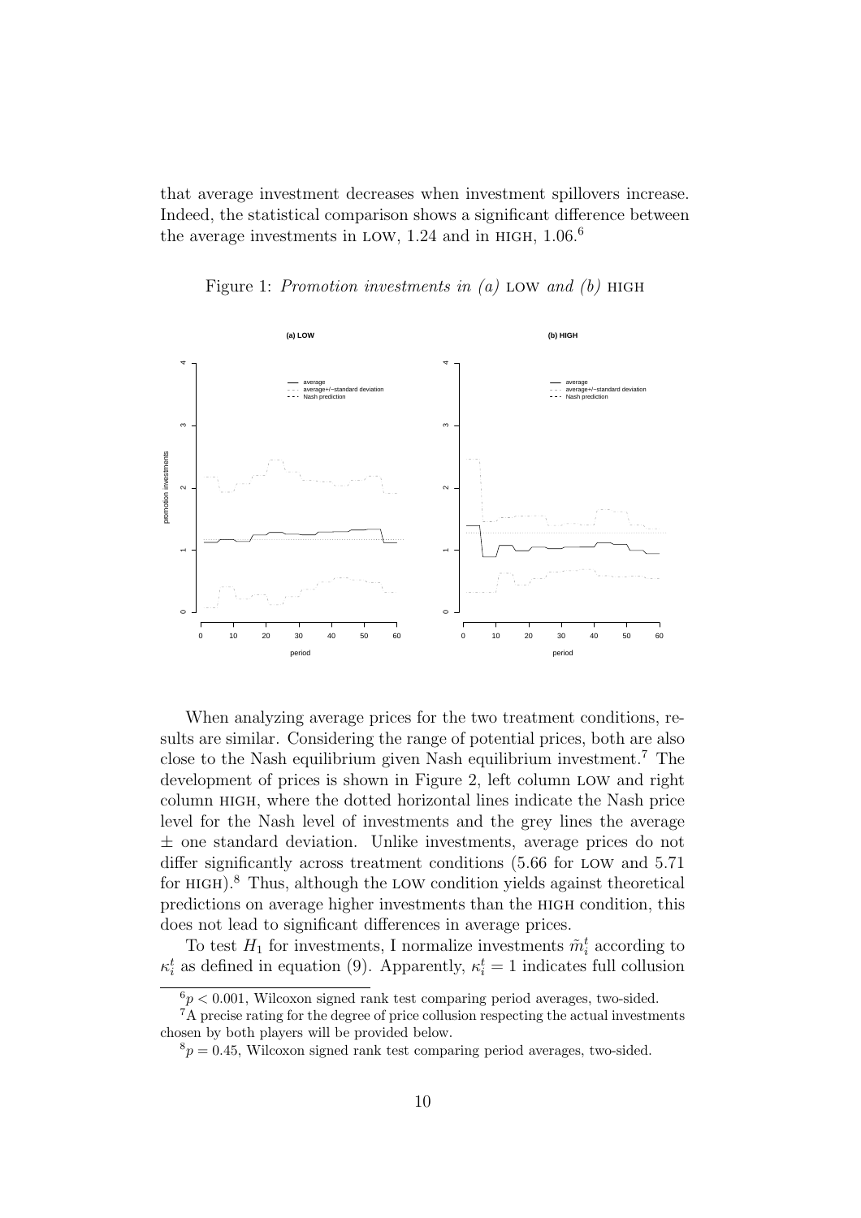that average investment decreases when investment spillovers increase. Indeed, the statistical comparison shows a significant difference between the average investments in LOW, 1.24 and in HIGH, 1.06.[6]

Figure 1: *Promotion investments in (a)* LOW *and (b)* HIGH

When analyzing average prices for the two treatment conditions, results are similar. Considering the range of potential prices, both are also close to the Nash equilibrium given Nash equilibrium investment.[7] The development of prices is shown in Figure 2, left column LOW and right column HIGH, where the dotted horizontal lines indicate the Nash price level for the Nash level of investments and the grey lines the average $\pm$ one standard deviation. Unlike investments, average prices do not differ significantly across treatment conditions (5.66 for LOW and 5.71 for HIGH).[8] Thus, although the LOW condition yields against theoretical predictions on average higher investments than the HIGH condition, this does not lead to significant differences in average prices.

To test $H_1$ for investments, I normalize investments $\tilde{m}_i^t$ according to $\kappa_i^t$ as defined in equation (9). Apparently, $\kappa_i^t = 1$ indicates full collusion

[6] $p < 0.001$, Wilcoxon signed rank test comparing period averages, two-sided.

[7] A precise rating for the degree of price collusion respecting the actual investments chosen by both players will be provided below.

[8] $p = 0.45$, Wilcoxon signed rank test comparing period averages, two-sided.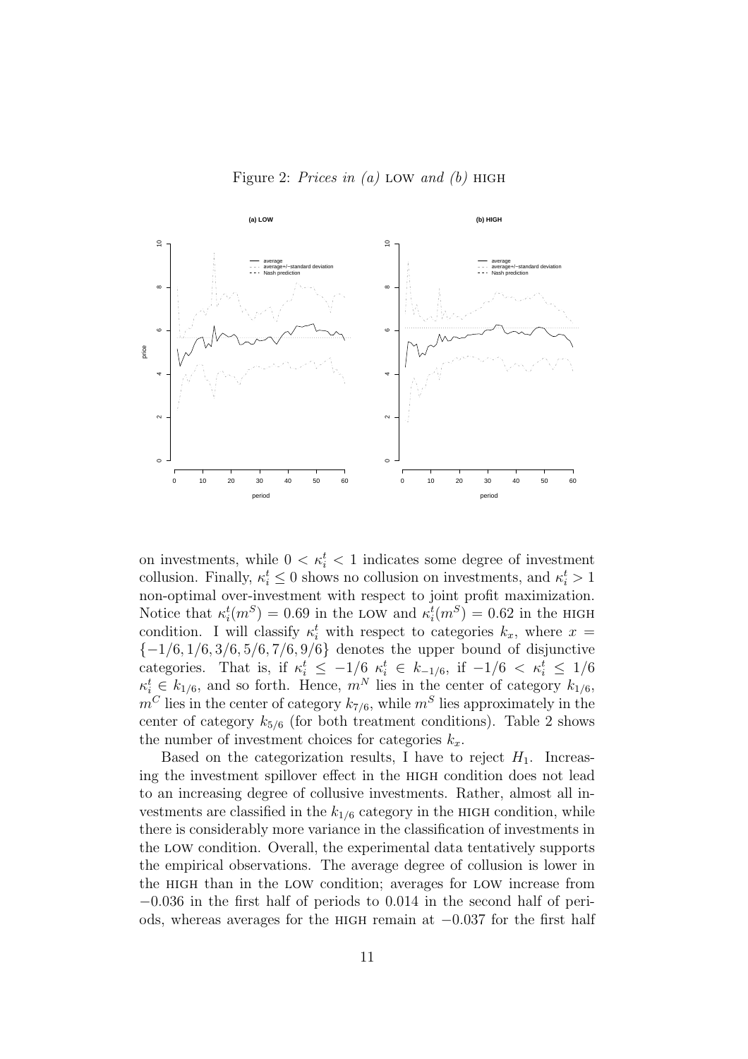Figure 2: *Prices in (a)* LOW *and (b)* HIGH

on investments, while $0 < \kappa_i^t < 1$ indicates some degree of investment collusion. Finally, $\kappa_i^t \leq 0$ shows no collusion on investments, and $\kappa_i^t > 1$ non-optimal over-investment with respect to joint profit maximization. Notice that $\kappa_i^t(m^S) = 0.69$ in the LOW and $\kappa_i^t(m^S) = 0.62$ in the HIGH condition. I will classify $\kappa_i^t$ with respect to categories $k_x$, where $x = \{-1/6, 1/6, 3/6, 5/6, 7/6, 9/6\}$ denotes the upper bound of disjunctive categories. That is, if $\kappa_i^t \leq -1/6$ $\kappa_i^t \in k_{-1/6}$, if $-1/6 < \kappa_i^t \leq 1/6$ $\kappa_i^t \in k_{1/6}$, and so forth. Hence, $m^N$ lies in the center of category $k_{1/6}$, $m^C$ lies in the center of category $k_{7/6}$, while $m^S$ lies approximately in the center of category $k_{5/6}$ (for both treatment conditions). Table 2 shows the number of investment choices for categories $k_x$.

Based on the categorization results, I have to reject $H_1$. Increasing the investment spillover effect in the HIGH condition does not lead to an increasing degree of collusive investments. Rather, almost all investments are classified in the $k_{1/6}$ category in the HIGH condition, while there is considerably more variance in the classification of investments in the LOW condition. Overall, the experimental data tentatively supports the empirical observations. The average degree of collusion is lower in the HIGH than in the LOW condition; averages for LOW increase from $-0.036$ in the first half of periods to $0.014$ in the second half of periods, whereas averages for the HIGH remain at $-0.037$ for the first half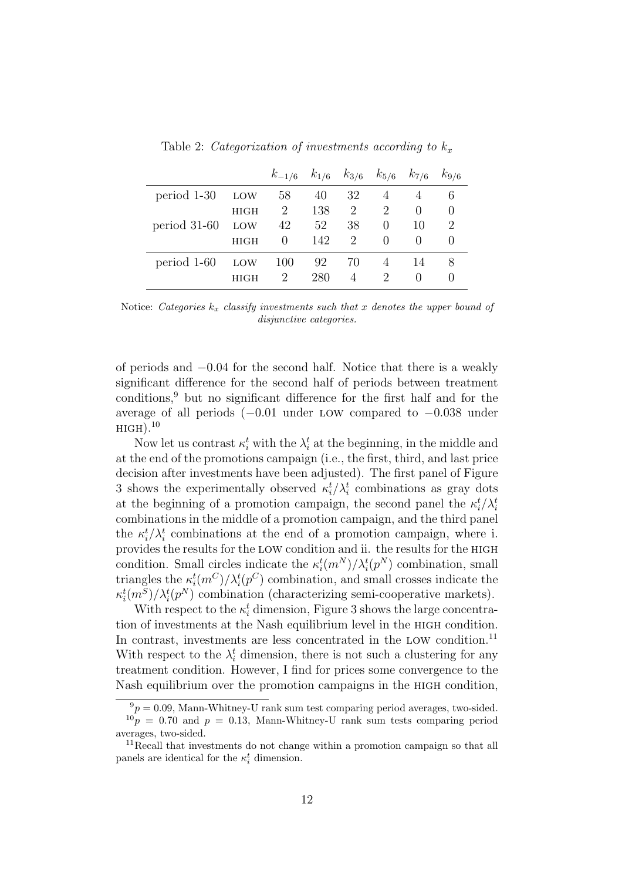Table 2: *Categorization of investments according to $k_x$*

| | | $k_{-1/6}$ | $k_{1/6}$ | $k_{3/6}$ | $k_{5/6}$ | $k_{7/6}$ | $k_{9/6}$ |
|---|---|---|---|---|---|---|---|
| period 1-30 | LOW | 58 | 40 | 32 | 4 | 4 | 6 |
| | HIGH | 2 | 138 | 2 | 2 | 0 | 0 |
| period 31-60 | LOW | 42 | 52 | 38 | 0 | 10 | 2 |
| | HIGH | 0 | 142 | 2 | 0 | 0 | 0 |
| period 1-60 | LOW | 100 | 92 | 70 | 4 | 14 | 8 |
| | HIGH | 2 | 280 | 4 | 2 | 0 | 0 |

Notice: *Categories $k_x$ classify investments such that $x$ denotes the upper bound of disjunctive categories.*

of periods and $-0.04$ for the second half. Notice that there is a weakly significant difference for the second half of periods between treatment conditions,[9] but no significant difference for the first half and for the average of all periods ($-0.01$ under LOW compared to $-0.038$ under HIGH).[10]

Now let us contrast $\kappa_i^t$ with the $\lambda_i^t$ at the beginning, in the middle and at the end of the promotions campaign (i.e., the first, third, and last price decision after investments have been adjusted). The first panel of Figure 3 shows the experimentally observed $\kappa_i^t/\lambda_i^t$ combinations as gray dots at the beginning of a promotion campaign, the second panel the $\kappa_i^t/\lambda_i^t$ combinations in the middle of a promotion campaign, and the third panel the $\kappa_i^t/\lambda_i^t$ combinations at the end of a promotion campaign, where i. provides the results for the LOW condition and ii. the results for the HIGH condition. Small circles indicate the $\kappa_i^t(m^N)/\lambda_i^t(p^N)$ combination, small triangles the $\kappa_i^t(m^C)/\lambda_i^t(p^C)$ combination, and small crosses indicate the $\kappa_i^t(m^S)/\lambda_i^t(p^N)$ combination (characterizing semi-cooperative markets).

With respect to the $\kappa_i^t$ dimension, Figure 3 shows the large concentration of investments at the Nash equilibrium level in the HIGH condition. In contrast, investments are less concentrated in the LOW condition.[11] With respect to the $\lambda_i^t$ dimension, there is not such a clustering for any treatment condition. However, I find for prices some convergence to the Nash equilibrium over the promotion campaigns in the HIGH condition,

[9] $p = 0.09$, Mann-Whitney-U rank sum test comparing period averages, two-sided.

[10] $p = 0.70$ and $p = 0.13$, Mann-Whitney-U rank sum tests comparing period averages, two-sided.

[11] Recall that investments do not change within a promotion campaign so that all panels are identical for the $\kappa_i^t$ dimension.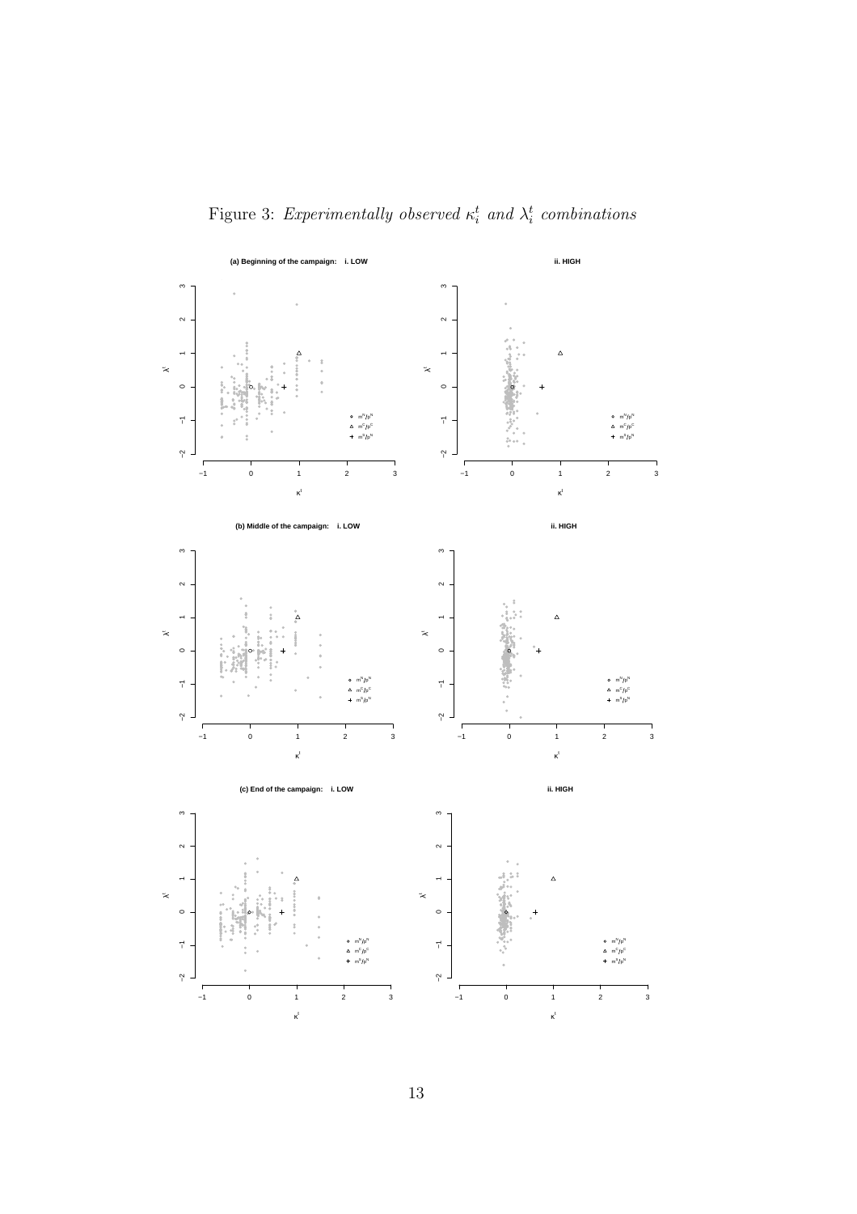Figure 3: *Experimentally observed $\kappa_i^t$ and $\lambda_i^t$ combinations*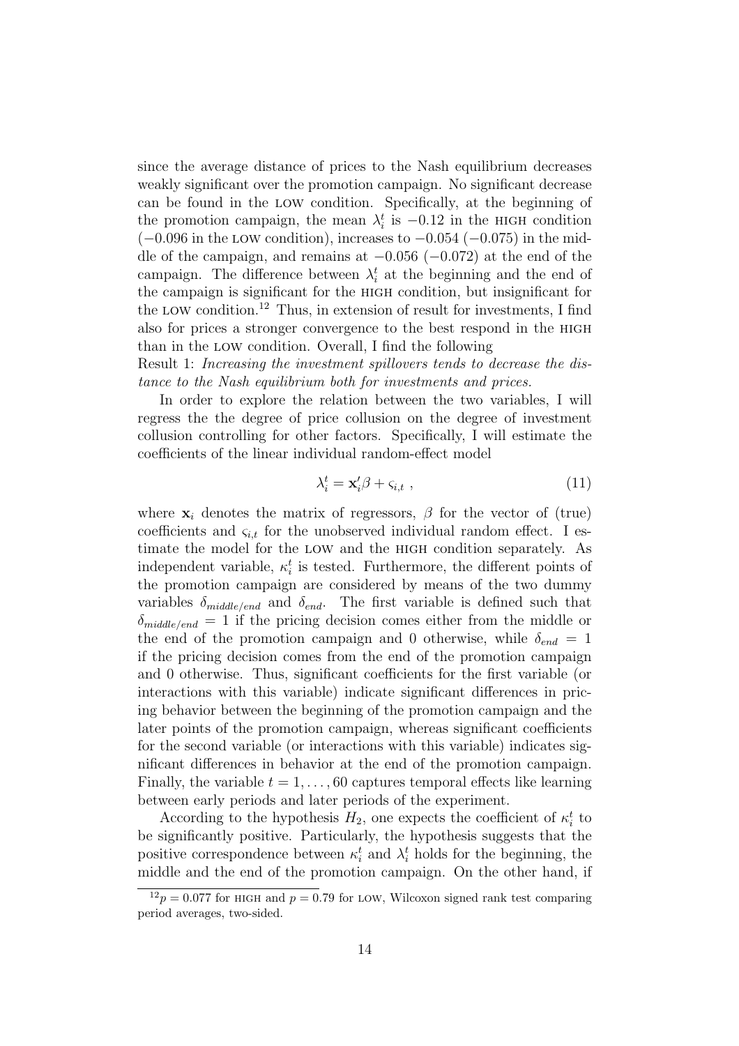since the average distance of prices to the Nash equilibrium decreases weakly significant over the promotion campaign. No significant decrease can be found in the LOW condition. Specifically, at the beginning of the promotion campaign, the mean $\lambda_i^t$ is $-0.12$ in the HIGH condition ($-0.096$ in the LOW condition), increases to $-0.054$ ($-0.075$) in the middle of the campaign, and remains at $-0.056$ ($-0.072$) at the end of the campaign. The difference between $\lambda_i^t$ at the beginning and the end of the campaign is significant for the HIGH condition, but insignificant for the LOW condition.[12] Thus, in extension of result for investments, I find also for prices a stronger convergence to the best respond in the HIGH than in the LOW condition. Overall, I find the following

Result 1: *Increasing the investment spillovers tends to decrease the distance to the Nash equilibrium both for investments and prices.*

In order to explore the relation between the two variables, I will regress the the degree of price collusion on the degree of investment collusion controlling for other factors. Specifically, I will estimate the coefficients of the linear individual random-effect model

$$\lambda_i^t = \mathbf{x}_i' \beta + \varsigma_{i,t} \ , \tag{11}$$

where $\mathbf{x}_i$ denotes the matrix of regressors, $\beta$ for the vector of (true) coefficients and $\varsigma_{i,t}$ for the unobserved individual random effect. I estimate the model for the LOW and the HIGH condition separately. As independent variable, $\kappa_i^t$ is tested. Furthermore, the different points of the promotion campaign are considered by means of the two dummy variables $\delta_{middle/end}$ and $\delta_{end}$. The first variable is defined such that $\delta_{middle/end} = 1$ if the pricing decision comes either from the middle or the end of the promotion campaign and 0 otherwise, while $\delta_{end} = 1$ if the pricing decision comes from the end of the promotion campaign and 0 otherwise. Thus, significant coefficients for the first variable (or interactions with this variable) indicate significant differences in pricing behavior between the beginning of the promotion campaign and the later points of the promotion campaign, whereas significant coefficients for the second variable (or interactions with this variable) indicates significant differences in behavior at the end of the promotion campaign. Finally, the variable $t = 1, \ldots, 60$ captures temporal effects like learning between early periods and later periods of the experiment.

According to the hypothesis $H_2$, one expects the coefficient of $\kappa_i^t$ to be significantly positive. Particularly, the hypothesis suggests that the positive correspondence between $\kappa_i^t$ and $\lambda_i^t$ holds for the beginning, the middle and the end of the promotion campaign. On the other hand, if

[12] $p = 0.077$ for HIGH and $p = 0.79$ for LOW, Wilcoxon signed rank test comparing period averages, two-sided.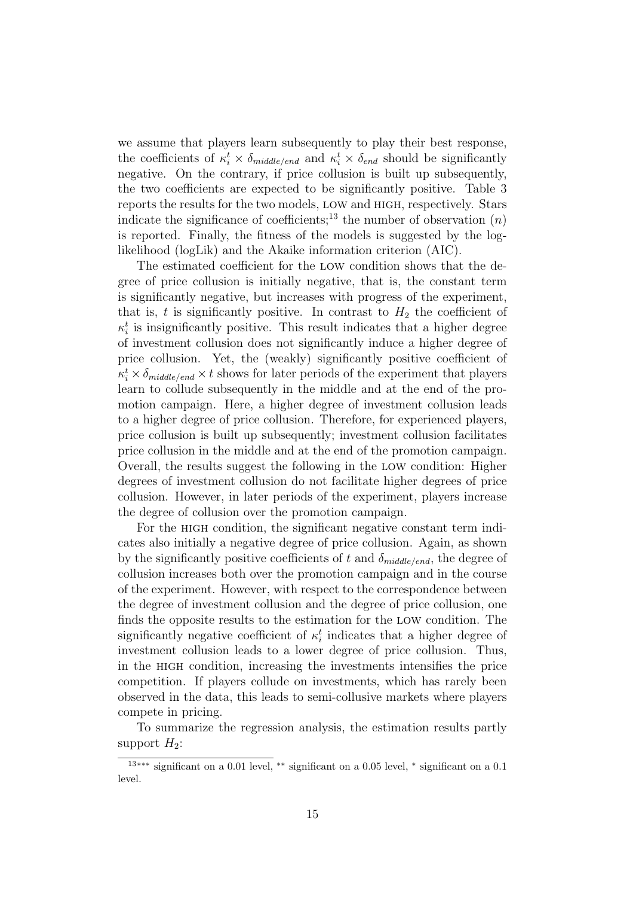we assume that players learn subsequently to play their best response, the coefficients of $\kappa_i^t \times \delta_{middle/end}$ and $\kappa_i^t \times \delta_{end}$ should be significantly negative. On the contrary, if price collusion is built up subsequently, the two coefficients are expected to be significantly positive. Table 3 reports the results for the two models, LOW and HIGH, respectively. Stars indicate the significance of coefficients;[13] the number of observation ($n$) is reported. Finally, the fitness of the models is suggested by the log-likelihood (logLik) and the Akaike information criterion (AIC).

The estimated coefficient for the LOW condition shows that the degree of price collusion is initially negative, that is, the constant term is significantly negative, but increases with progress of the experiment, that is, $t$ is significantly positive. In contrast to $H_2$ the coefficient of $\kappa_i^t$ is insignificantly positive. This result indicates that a higher degree of investment collusion does not significantly induce a higher degree of price collusion. Yet, the (weakly) significantly positive coefficient of $\kappa_i^t \times \delta_{middle/end} \times t$ shows for later periods of the experiment that players learn to collude subsequently in the middle and at the end of the promotion campaign. Here, a higher degree of investment collusion leads to a higher degree of price collusion. Therefore, for experienced players, price collusion is built up subsequently; investment collusion facilitates price collusion in the middle and at the end of the promotion campaign. Overall, the results suggest the following in the LOW condition: Higher degrees of investment collusion do not facilitate higher degrees of price collusion. However, in later periods of the experiment, players increase the degree of collusion over the promotion campaign.

For the HIGH condition, the significant negative constant term indicates also initially a negative degree of price collusion. Again, as shown by the significantly positive coefficients of $t$ and $\delta_{middle/end}$, the degree of collusion increases both over the promotion campaign and in the course of the experiment. However, with respect to the correspondence between the degree of investment collusion and the degree of price collusion, one finds the opposite results to the estimation for the LOW condition. The significantly negative coefficient of $\kappa_i^t$ indicates that a higher degree of investment collusion leads to a lower degree of price collusion. Thus, in the HIGH condition, increasing the investments intensifies the price competition. If players collude on investments, which has rarely been observed in the data, this leads to semi-collusive markets where players compete in pricing.

To summarize the regression analysis, the estimation results partly support $H_2$:

[13] *** significant on a 0.01 level, ** significant on a 0.05 level, * significant on a 0.1 level.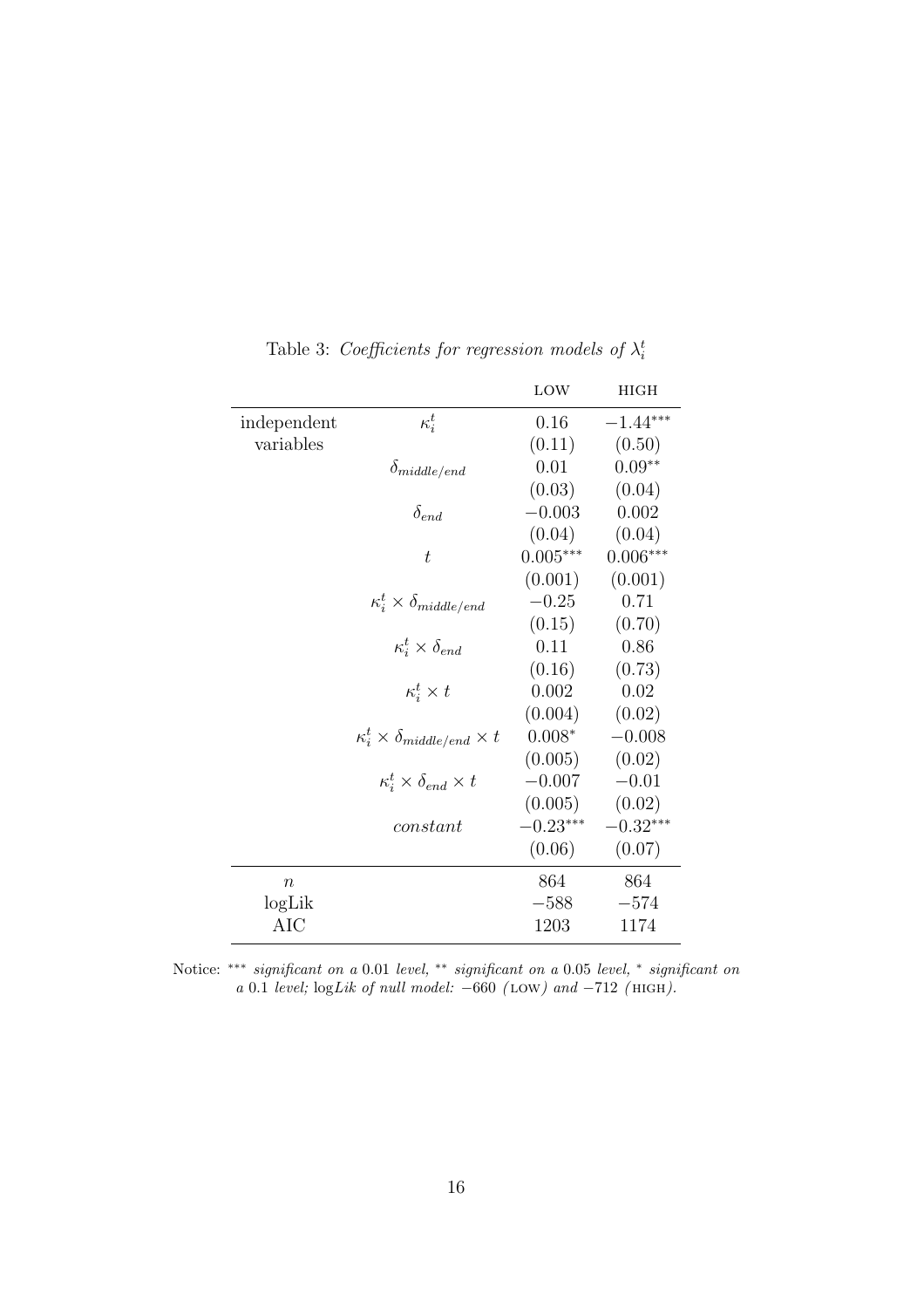Table 3: *Coefficients for regression models of* $\lambda_i^t$

| | | LOW | HIGH |
|---|---|---|---|
| independent variables | $\kappa_i^t$ | 0.16 | $-1.44^{***}$ |
| | | (0.11) | (0.50) |
| | $\delta_{middle/end}$ | 0.01 | $0.09^{**}$ |
| | | (0.03) | (0.04) |
| | $\delta_{end}$ | $-0.003$ | 0.002 |
| | | (0.04) | (0.04) |
| | $t$ | $0.005^{***}$ | $0.006^{***}$ |
| | | (0.001) | (0.001) |
| | $\kappa_i^t \times \delta_{middle/end}$ | $-0.25$ | 0.71 |
| | | (0.15) | (0.70) |
| | $\kappa_i^t \times \delta_{end}$ | 0.11 | 0.86 |
| | | (0.16) | (0.73) |
| | $\kappa_i^t \times t$ | 0.002 | 0.02 |
| | | (0.004) | (0.02) |
| | $\kappa_i^t \times \delta_{middle/end} \times t$ | $0.008^{*}$ | $-0.008$ |
| | | (0.005) | (0.02) |
| | $\kappa_i^t \times \delta_{end} \times t$ | $-0.007$ | $-0.01$ |
| | | (0.005) | (0.02) |
| | $constant$ | $-0.23^{***}$ | $-0.32^{***}$ |
| | | (0.06) | (0.07) |
| $n$ | | 864 | 864 |
| logLik | | $-588$ | $-574$ |
| AIC | | 1203 | 1174 |

Notice: $^{***}$ *significant on a* 0.01 *level,* $^{**}$ *significant on a* 0.05 *level,* $^{*}$ *significant on a* 0.1 *level;* log*Lik of null model:* $-660$ *(*LOW*) and* $-712$ *(*HIGH*).*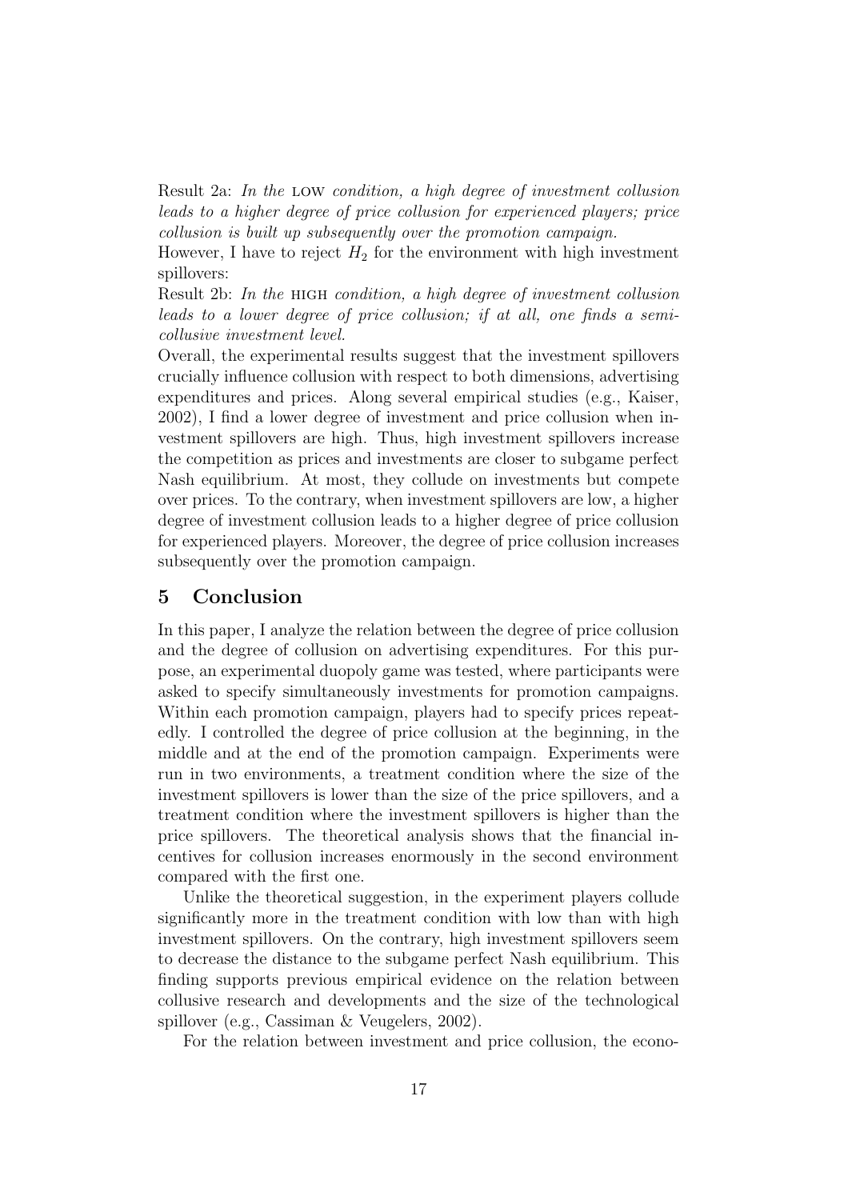Result 2a: *In the* LOW *condition, a high degree of investment collusion leads to a higher degree of price collusion for experienced players; price collusion is built up subsequently over the promotion campaign.*

However, I have to reject $H_2$ for the environment with high investment spillovers:

Result 2b: *In the* HIGH *condition, a high degree of investment collusion leads to a lower degree of price collusion; if at all, one finds a semi-collusive investment level.*

Overall, the experimental results suggest that the investment spillovers crucially influence collusion with respect to both dimensions, advertising expenditures and prices. Along several empirical studies (e.g., Kaiser, 2002), I find a lower degree of investment and price collusion when investment spillovers are high. Thus, high investment spillovers increase the competition as prices and investments are closer to subgame perfect Nash equilibrium. At most, they collude on investments but compete over prices. To the contrary, when investment spillovers are low, a higher degree of investment collusion leads to a higher degree of price collusion for experienced players. Moreover, the degree of price collusion increases subsequently over the promotion campaign.

## 5 Conclusion

In this paper, I analyze the relation between the degree of price collusion and the degree of collusion on advertising expenditures. For this purpose, an experimental duopoly game was tested, where participants were asked to specify simultaneously investments for promotion campaigns. Within each promotion campaign, players had to specify prices repeatedly. I controlled the degree of price collusion at the beginning, in the middle and at the end of the promotion campaign. Experiments were run in two environments, a treatment condition where the size of the investment spillovers is lower than the size of the price spillovers, and a treatment condition where the investment spillovers is higher than the price spillovers. The theoretical analysis shows that the financial incentives for collusion increases enormously in the second environment compared with the first one.

Unlike the theoretical suggestion, in the experiment players collude significantly more in the treatment condition with low than with high investment spillovers. On the contrary, high investment spillovers seem to decrease the distance to the subgame perfect Nash equilibrium. This finding supports previous empirical evidence on the relation between collusive research and developments and the size of the technological spillover (e.g., Cassiman & Veugelers, 2002).

For the relation between investment and price collusion, the econo-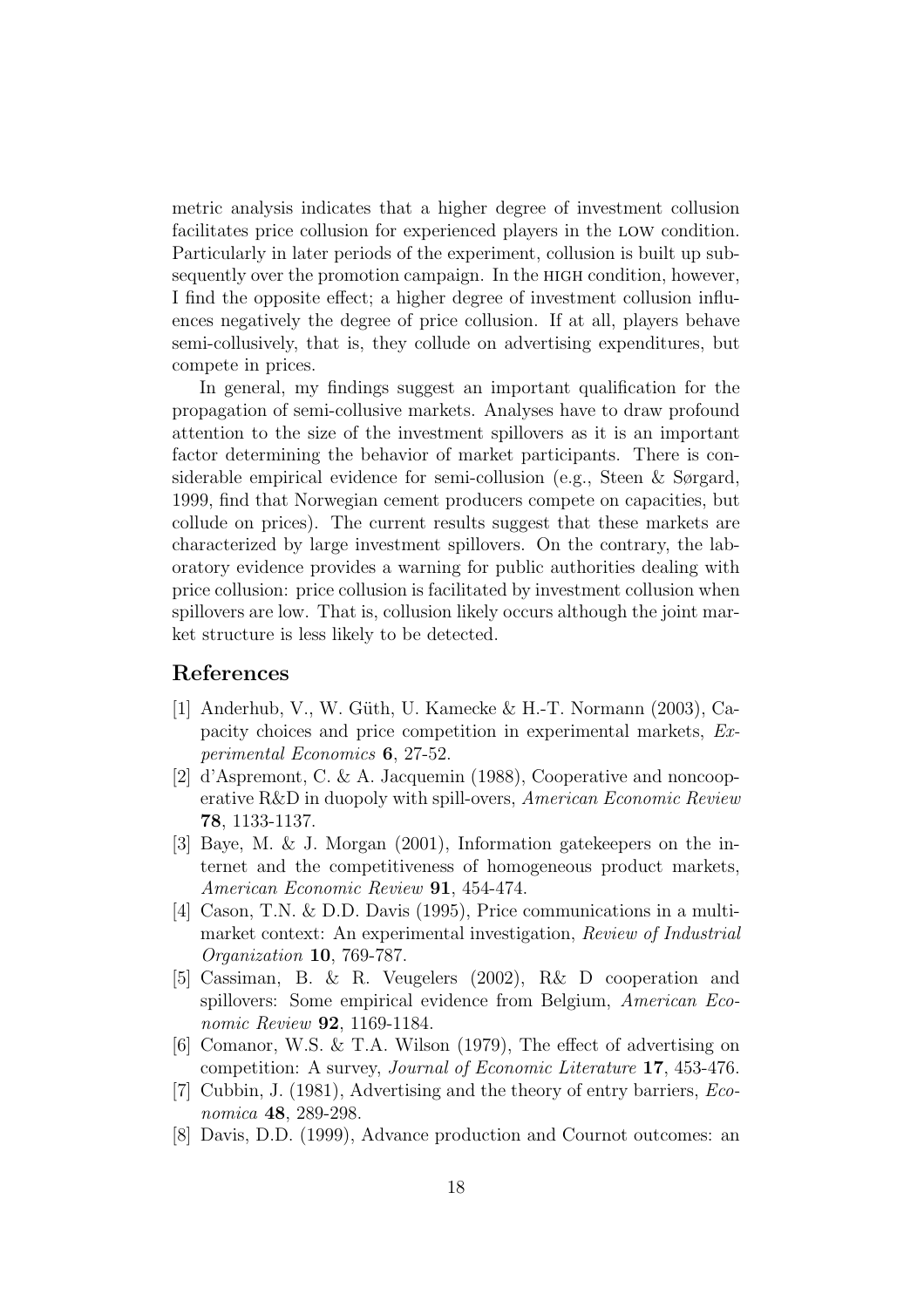metric analysis indicates that a higher degree of investment collusion facilitates price collusion for experienced players in the LOW condition. Particularly in later periods of the experiment, collusion is built up subsequently over the promotion campaign. In the HIGH condition, however, I find the opposite effect; a higher degree of investment collusion influences negatively the degree of price collusion. If at all, players behave semi-collusively, that is, they collude on advertising expenditures, but compete in prices.

In general, my findings suggest an important qualification for the propagation of semi-collusive markets. Analyses have to draw profound attention to the size of the investment spillovers as it is an important factor determining the behavior of market participants. There is considerable empirical evidence for semi-collusion (e.g., Steen & Sørgard, 1999, find that Norwegian cement producers compete on capacities, but collude on prices). The current results suggest that these markets are characterized by large investment spillovers. On the contrary, the laboratory evidence provides a warning for public authorities dealing with price collusion: price collusion is facilitated by investment collusion when spillovers are low. That is, collusion likely occurs although the joint market structure is less likely to be detected.

## References

- [1] Anderhub, V., W. Güth, U. Kamecke & H.-T. Normann (2003), Capacity choices and price competition in experimental markets, *Experimental Economics* **6**, 27-52.
- [2] d'Aspremont, C. & A. Jacquemin (1988), Cooperative and noncooperative R&D in duopoly with spill-overs, *American Economic Review* **78**, 1133-1137.
- [3] Baye, M. & J. Morgan (2001), Information gatekeepers on the internet and the competitiveness of homogeneous product markets, *American Economic Review* **91**, 454-474.
- [4] Cason, T.N. & D.D. Davis (1995), Price communications in a multimarket context: An experimental investigation, *Review of Industrial Organization* **10**, 769-787.
- [5] Cassiman, B. & R. Veugelers (2002), R& D cooperation and spillovers: Some empirical evidence from Belgium, *American Economic Review* **92**, 1169-1184.
- [6] Comanor, W.S. & T.A. Wilson (1979), The effect of advertising on competition: A survey, *Journal of Economic Literature* **17**, 453-476.
- [7] Cubbin, J. (1981), Advertising and the theory of entry barriers, *Economica* **48**, 289-298.
- [8] Davis, D.D. (1999), Advance production and Cournot outcomes: an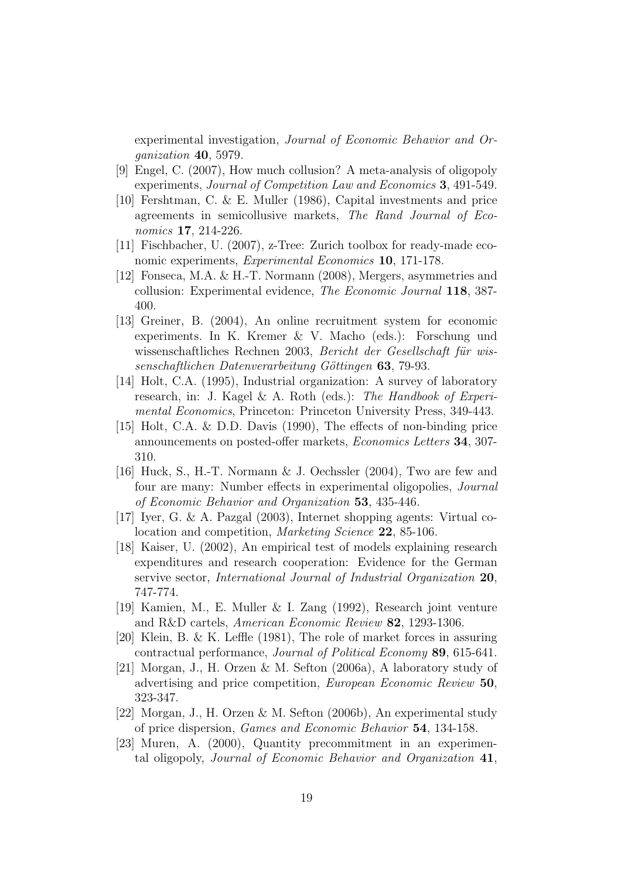experimental investigation, *Journal of Economic Behavior and Organization* **40**, 5979.

[9] Engel, C. (2007), How much collusion? A meta-analysis of oligopoly experiments, *Journal of Competition Law and Economics* **3**, 491-549.

[10] Fershtman, C. & E. Muller (1986), Capital investments and price agreements in semicollusive markets, *The Rand Journal of Economics* **17**, 214-226.

[11] Fischbacher, U. (2007), z-Tree: Zurich toolbox for ready-made economic experiments, *Experimental Economics* **10**, 171-178.

[12] Fonseca, M.A. & H.-T. Normann (2008), Mergers, asymmetries and collusion: Experimental evidence, *The Economic Journal* **118**, 387-400.

[13] Greiner, B. (2004), An online recruitment system for economic experiments. In K. Kremer & V. Macho (eds.): Forschung und wissenschaftliches Rechnen 2003, *Bericht der Gesellschaft für wissenschaftlichen Datenverarbeitung Göttingen* **63**, 79-93.

[14] Holt, C.A. (1995), Industrial organization: A survey of laboratory research, in: J. Kagel & A. Roth (eds.): *The Handbook of Experimental Economics*, Princeton: Princeton University Press, 349-443.

[15] Holt, C.A. & D.D. Davis (1990), The effects of non-binding price announcements on posted-offer markets, *Economics Letters* **34**, 307-310.

[16] Huck, S., H.-T. Normann & J. Oechssler (2004), Two are few and four are many: Number effects in experimental oligopolies, *Journal of Economic Behavior and Organization* **53**, 435-446.

[17] Iyer, G. & A. Pazgal (2003), Internet shopping agents: Virtual colocation and competition, *Marketing Science* **22**, 85-106.

[18] Kaiser, U. (2002), An empirical test of models explaining research expenditures and research cooperation: Evidence for the German servive sector, *International Journal of Industrial Organization* **20**, 747-774.

[19] Kamien, M., E. Muller & I. Zang (1992), Research joint venture and R&D cartels, *American Economic Review* **82**, 1293-1306.

[20] Klein, B. & K. Leffle (1981), The role of market forces in assuring contractual performance, *Journal of Political Economy* **89**, 615-641.

[21] Morgan, J., H. Orzen & M. Sefton (2006a), A laboratory study of advertising and price competition, *European Economic Review* **50**, 323-347.

[22] Morgan, J., H. Orzen & M. Sefton (2006b), An experimental study of price dispersion, *Games and Economic Behavior* **54**, 134-158.

[23] Muren, A. (2000), Quantity precommitment in an experimental oligopoly, *Journal of Economic Behavior and Organization* **41**,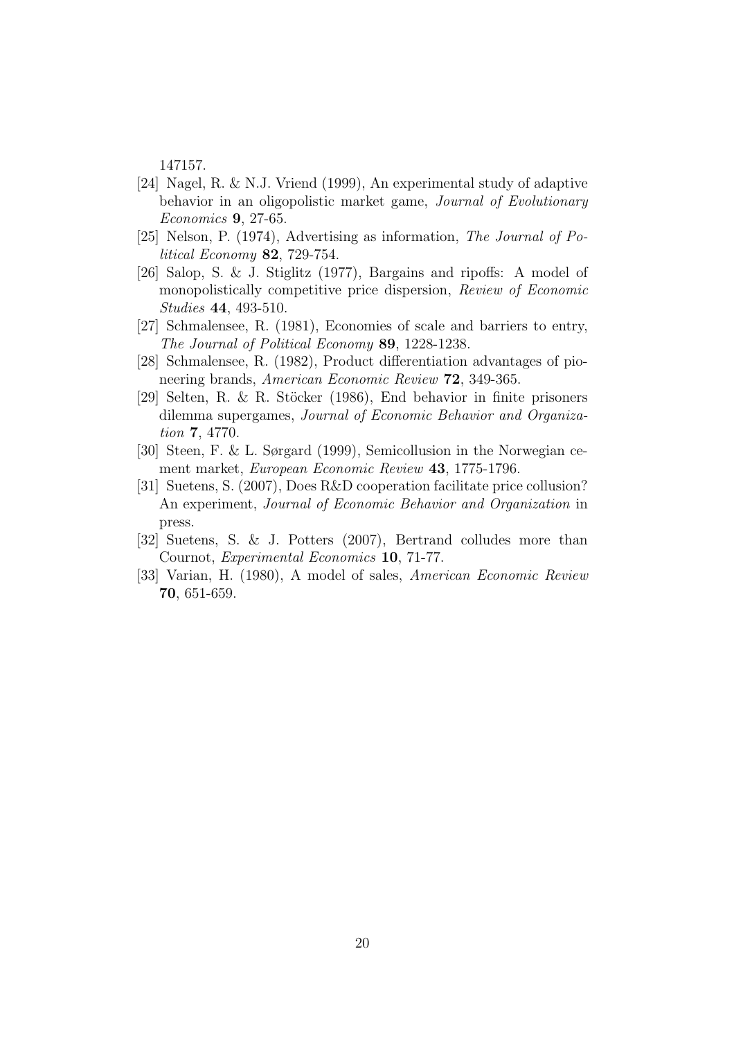147157.

[24] Nagel, R. & N.J. Vriend (1999), An experimental study of adaptive behavior in an oligopolistic market game, *Journal of Evolutionary Economics* **9**, 27-65.

[25] Nelson, P. (1974), Advertising as information, *The Journal of Political Economy* **82**, 729-754.

[26] Salop, S. & J. Stiglitz (1977), Bargains and ripoffs: A model of monopolistically competitive price dispersion, *Review of Economic Studies* **44**, 493-510.

[27] Schmalensee, R. (1981), Economies of scale and barriers to entry, *The Journal of Political Economy* **89**, 1228-1238.

[28] Schmalensee, R. (1982), Product differentiation advantages of pioneering brands, *American Economic Review* **72**, 349-365.

[29] Selten, R. & R. Stöcker (1986), End behavior in finite prisoners dilemma supergames, *Journal of Economic Behavior and Organization* **7**, 4770.

[30] Steen, F. & L. Sørgard (1999), Semicollusion in the Norwegian cement market, *European Economic Review* **43**, 1775-1796.

[31] Suetens, S. (2007), Does R&D cooperation facilitate price collusion? An experiment, *Journal of Economic Behavior and Organization* in press.

[32] Suetens, S. & J. Potters (2007), Bertrand colludes more than Cournot, *Experimental Economics* **10**, 71-77.

[33] Varian, H. (1980), A model of sales, *American Economic Review* **70**, 651-659.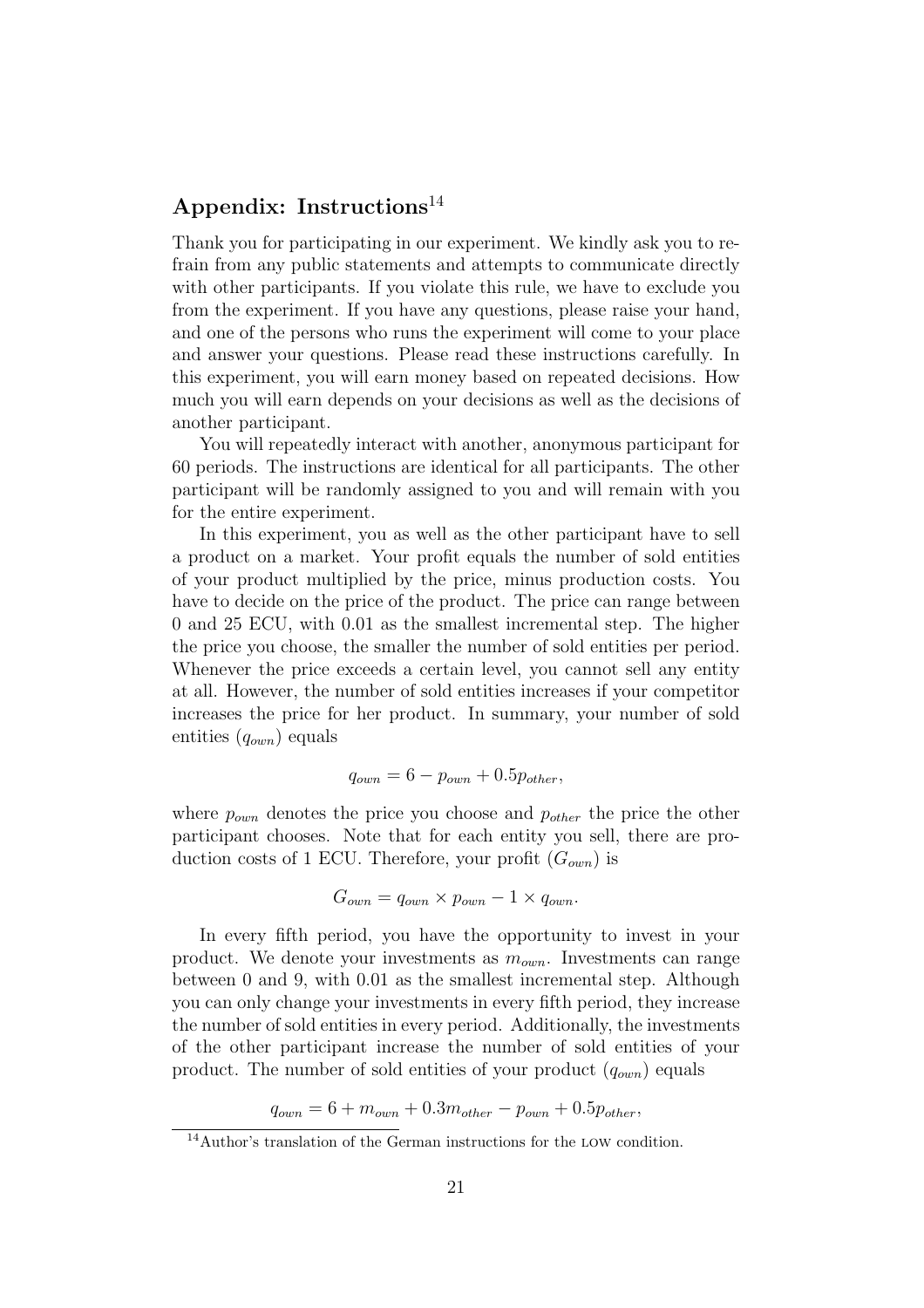## Appendix: Instructions[14]

Thank you for participating in our experiment. We kindly ask you to refrain from any public statements and attempts to communicate directly with other participants. If you violate this rule, we have to exclude you from the experiment. If you have any questions, please raise your hand, and one of the persons who runs the experiment will come to your place and answer your questions. Please read these instructions carefully. In this experiment, you will earn money based on repeated decisions. How much you will earn depends on your decisions as well as the decisions of another participant.

You will repeatedly interact with another, anonymous participant for 60 periods. The instructions are identical for all participants. The other participant will be randomly assigned to you and will remain with you for the entire experiment.

In this experiment, you as well as the other participant have to sell a product on a market. Your profit equals the number of sold entities of your product multiplied by the price, minus production costs. You have to decide on the price of the product. The price can range between 0 and 25 ECU, with 0.01 as the smallest incremental step. The higher the price you choose, the smaller the number of sold entities per period. Whenever the price exceeds a certain level, you cannot sell any entity at all. However, the number of sold entities increases if your competitor increases the price for her product. In summary, your number of sold entities ($q_{own}$) equals

$$q_{own} = 6 - p_{own} + 0.5p_{other},$$

where $p_{own}$ denotes the price you choose and $p_{other}$ the price the other participant chooses. Note that for each entity you sell, there are production costs of 1 ECU. Therefore, your profit ($G_{own}$) is

$$G_{own} = q_{own} \times p_{own} - 1 \times q_{own}.$$

In every fifth period, you have the opportunity to invest in your product. We denote your investments as $m_{own}$. Investments can range between 0 and 9, with 0.01 as the smallest incremental step. Although you can only change your investments in every fifth period, they increase the number of sold entities in every period. Additionally, the investments of the other participant increase the number of sold entities of your product. The number of sold entities of your product ($q_{own}$) equals

$$q_{own} = 6 + m_{own} + 0.3m_{other} - p_{own} + 0.5p_{other},$$

[14] Author's translation of the German instructions for the LOW condition.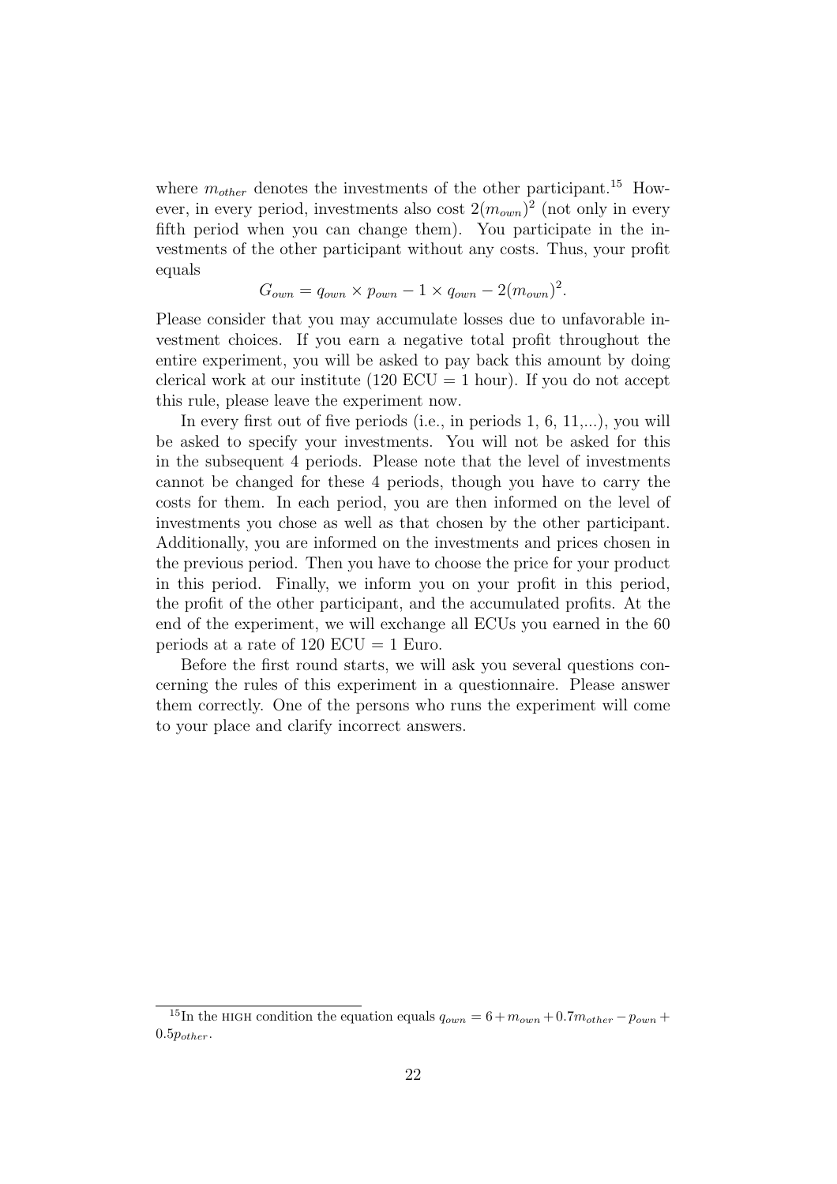where $m_{other}$ denotes the investments of the other participant.[15] However, in every period, investments also cost $2(m_{own})^2$ (not only in every fifth period when you can change them). You participate in the investments of the other participant without any costs. Thus, your profit equals

$$G_{own} = q_{own} \times p_{own} - 1 \times q_{own} - 2(m_{own})^2.$$

Please consider that you may accumulate losses due to unfavorable investment choices. If you earn a negative total profit throughout the entire experiment, you will be asked to pay back this amount by doing clerical work at our institute (120 ECU = 1 hour). If you do not accept this rule, please leave the experiment now.

In every first out of five periods (i.e., in periods 1, 6, 11,...), you will be asked to specify your investments. You will not be asked for this in the subsequent 4 periods. Please note that the level of investments cannot be changed for these 4 periods, though you have to carry the costs for them. In each period, you are then informed on the level of investments you chose as well as that chosen by the other participant. Additionally, you are informed on the investments and prices chosen in the previous period. Then you have to choose the price for your product in this period. Finally, we inform you on your profit in this period, the profit of the other participant, and the accumulated profits. At the end of the experiment, we will exchange all ECUs you earned in the 60 periods at a rate of 120 ECU = 1 Euro.

Before the first round starts, we will ask you several questions concerning the rules of this experiment in a questionnaire. Please answer them correctly. One of the persons who runs the experiment will come to your place and clarify incorrect answers.

---

[15] In the HIGH condition the equation equals $q_{own} = 6 + m_{own} + 0.7m_{other} - p_{own} + 0.5p_{other}$.